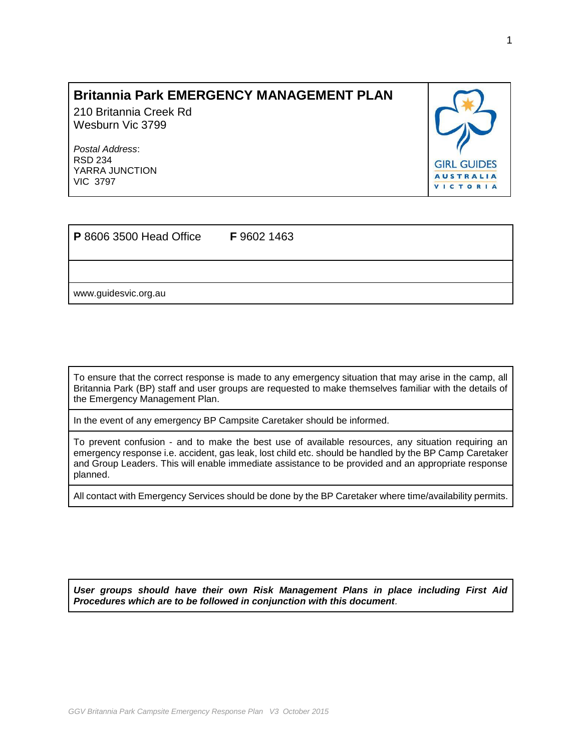# Britannia Park EMERGENCY MANAGEMENT PLAN

210 Britannia Creek Rd
Wesburn Vic 3799

*Postal Address*:
RSD 234
YARRA JUNCTION
VIC 3797

GIRL GUIDES AUSTRALIA VICTORIA

**P** 8606 3500 Head Office **F** 9602 1463

www.guidesvic.org.au

To ensure that the correct response is made to any emergency situation that may arise in the camp, all Britannia Park (BP) staff and user groups are requested to make themselves familiar with the details of the Emergency Management Plan.

In the event of any emergency BP Campsite Caretaker should be informed.

To prevent confusion - and to make the best use of available resources, any situation requiring an emergency response i.e. accident, gas leak, lost child etc. should be handled by the BP Camp Caretaker and Group Leaders. This will enable immediate assistance to be provided and an appropriate response planned.

All contact with Emergency Services should be done by the BP Caretaker where time/availability permits.

***User groups should have their own Risk Management Plans in place including First Aid Procedures which are to be followed in conjunction with this document***.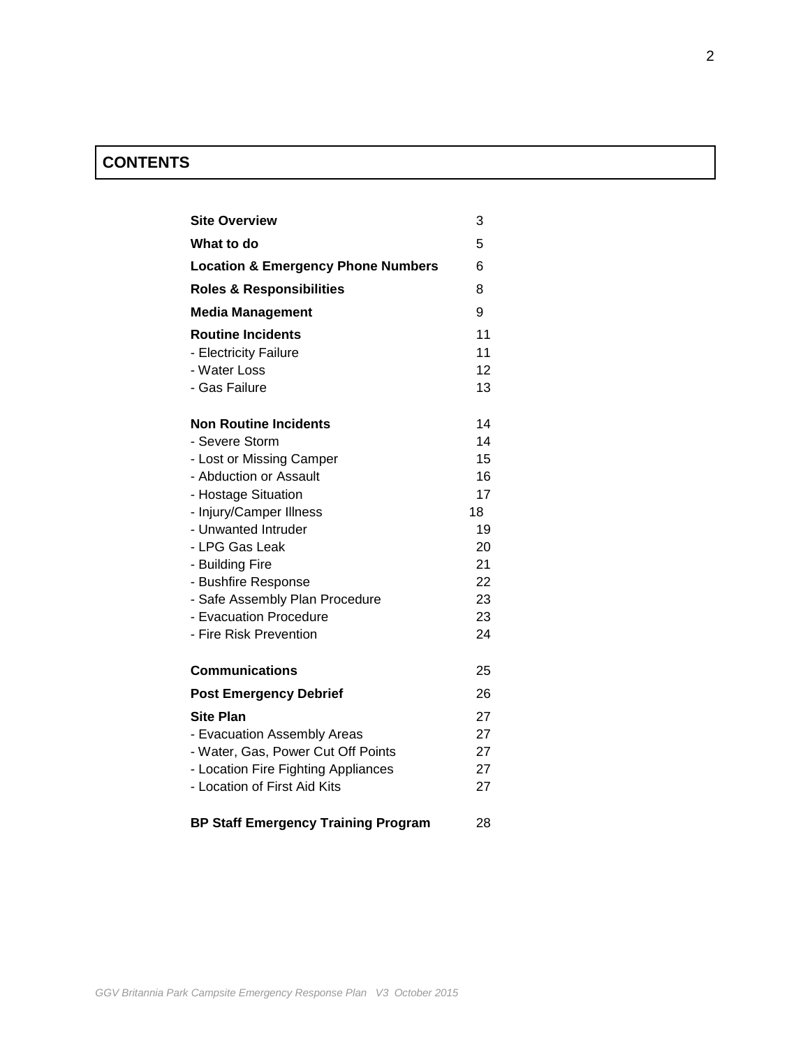# CONTENTS

| | |
|---|---|
| **Site Overview** | 3 |
| **What to do** | 5 |
| **Location & Emergency Phone Numbers** | 6 |
| **Roles & Responsibilities** | 8 |
| **Media Management** | 9 |
| **Routine Incidents** | 11 |
| - Electricity Failure | 11 |
| - Water Loss | 12 |
| - Gas Failure | 13 |
| **Non Routine Incidents** | 14 |
| - Severe Storm | 14 |
| - Lost or Missing Camper | 15 |
| - Abduction or Assault | 16 |
| - Hostage Situation | 17 |
| - Injury/Camper Illness | 18 |
| - Unwanted Intruder | 19 |
| - LPG Gas Leak | 20 |
| - Building Fire | 21 |
| - Bushfire Response | 22 |
| - Safe Assembly Plan Procedure | 23 |
| - Evacuation Procedure | 23 |
| - Fire Risk Prevention | 24 |
| **Communications** | 25 |
| **Post Emergency Debrief** | 26 |
| **Site Plan** | 27 |
| - Evacuation Assembly Areas | 27 |
| - Water, Gas, Power Cut Off Points | 27 |
| - Location Fire Fighting Appliances | 27 |
| - Location of First Aid Kits | 27 |
| **BP Staff Emergency Training Program** | 28 |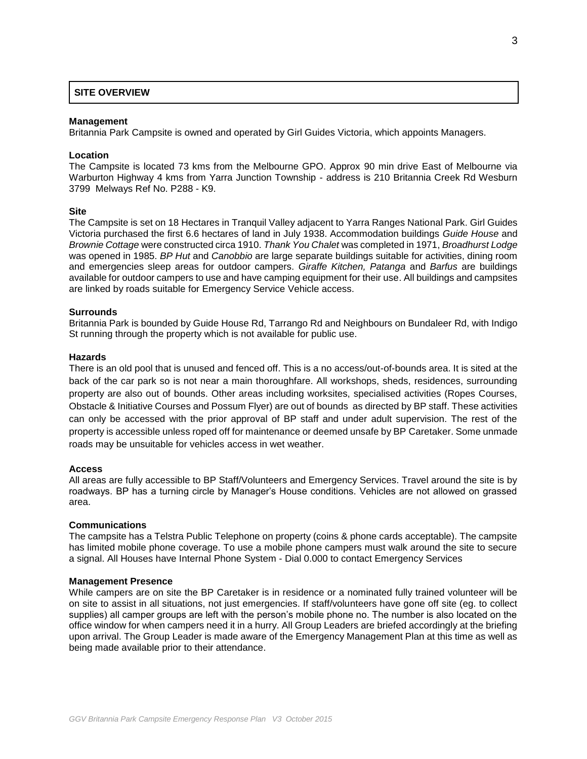## SITE OVERVIEW

### Management

Britannia Park Campsite is owned and operated by Girl Guides Victoria, which appoints Managers.

### Location

The Campsite is located 73 kms from the Melbourne GPO. Approx 90 min drive East of Melbourne via Warburton Highway 4 kms from Yarra Junction Township - address is 210 Britannia Creek Rd Wesburn 3799 Melways Ref No. P288 - K9.

### Site

The Campsite is set on 18 Hectares in Tranquil Valley adjacent to Yarra Ranges National Park. Girl Guides Victoria purchased the first 6.6 hectares of land in July 1938. Accommodation buildings *Guide House* and *Brownie Cottage* were constructed circa 1910. *Thank You Chalet* was completed in 1971, *Broadhurst Lodge* was opened in 1985. *BP Hut* and *Canobbio* are large separate buildings suitable for activities, dining room and emergencies sleep areas for outdoor campers. *Giraffe Kitchen, Patanga* and *Barfus* are buildings available for outdoor campers to use and have camping equipment for their use. All buildings and campsites are linked by roads suitable for Emergency Service Vehicle access.

### Surrounds

Britannia Park is bounded by Guide House Rd, Tarrango Rd and Neighbours on Bundaleer Rd, with Indigo St running through the property which is not available for public use.

### Hazards

There is an old pool that is unused and fenced off. This is a no access/out-of-bounds area. It is sited at the back of the car park so is not near a main thoroughfare. All workshops, sheds, residences, surrounding property are also out of bounds. Other areas including worksites, specialised activities (Ropes Courses, Obstacle & Initiative Courses and Possum Flyer) are out of bounds as directed by BP staff. These activities can only be accessed with the prior approval of BP staff and under adult supervision. The rest of the property is accessible unless roped off for maintenance or deemed unsafe by BP Caretaker. Some unmade roads may be unsuitable for vehicles access in wet weather.

### Access

All areas are fully accessible to BP Staff/Volunteers and Emergency Services. Travel around the site is by roadways. BP has a turning circle by Manager's House conditions. Vehicles are not allowed on grassed area.

### Communications

The campsite has a Telstra Public Telephone on property (coins & phone cards acceptable). The campsite has limited mobile phone coverage. To use a mobile phone campers must walk around the site to secure a signal. All Houses have Internal Phone System - Dial 0.000 to contact Emergency Services

### Management Presence

While campers are on site the BP Caretaker is in residence or a nominated fully trained volunteer will be on site to assist in all situations, not just emergencies. If staff/volunteers have gone off site (eg. to collect supplies) all camper groups are left with the person's mobile phone no. The number is also located on the office window for when campers need it in a hurry. All Group Leaders are briefed accordingly at the briefing upon arrival. The Group Leader is made aware of the Emergency Management Plan at this time as well as being made available prior to their attendance.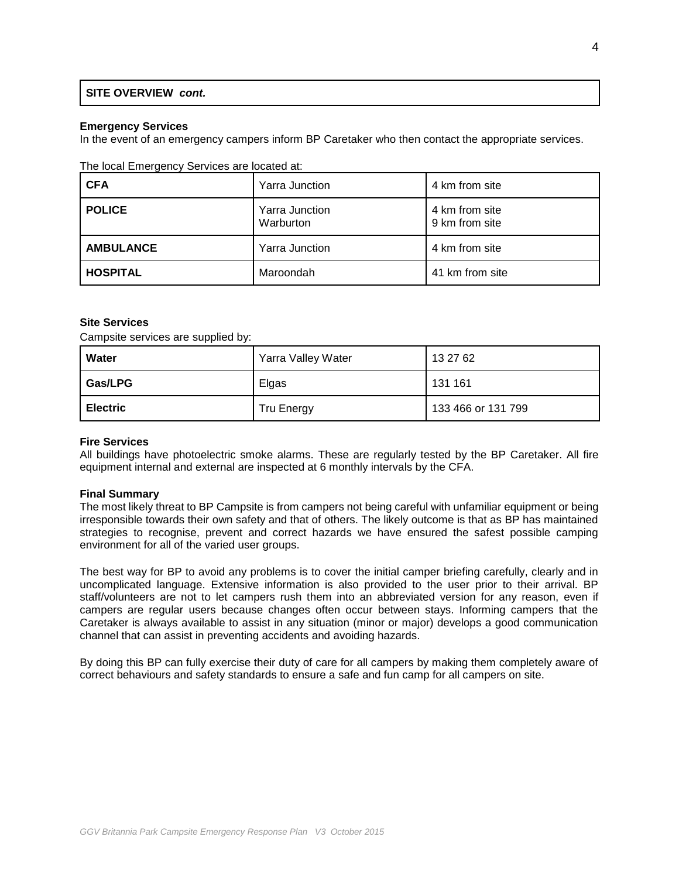## SITE OVERVIEW *cont.*

### Emergency Services

In the event of an emergency campers inform BP Caretaker who then contact the appropriate services.

The local Emergency Services are located at:

| | | |
|---|---|---|
| **CFA** | Yarra Junction | 4 km from site |
| **POLICE** | Yarra Junction<br>Warburton | 4 km from site<br>9 km from site |
| **AMBULANCE** | Yarra Junction | 4 km from site |
| **HOSPITAL** | Maroondah | 41 km from site |

### Site Services

Campsite services are supplied by:

| | | |
|---|---|---|
| **Water** | Yarra Valley Water | 13 27 62 |
| **Gas/LPG** | Elgas | 131 161 |
| **Electric** | Tru Energy | 133 466 or 131 799 |

### Fire Services

All buildings have photoelectric smoke alarms. These are regularly tested by the BP Caretaker. All fire equipment internal and external are inspected at 6 monthly intervals by the CFA.

### Final Summary

The most likely threat to BP Campsite is from campers not being careful with unfamiliar equipment or being irresponsible towards their own safety and that of others. The likely outcome is that as BP has maintained strategies to recognise, prevent and correct hazards we have ensured the safest possible camping environment for all of the varied user groups.

The best way for BP to avoid any problems is to cover the initial camper briefing carefully, clearly and in uncomplicated language. Extensive information is also provided to the user prior to their arrival. BP staff/volunteers are not to let campers rush them into an abbreviated version for any reason, even if campers are regular users because changes often occur between stays. Informing campers that the Caretaker is always available to assist in any situation (minor or major) develops a good communication channel that can assist in preventing accidents and avoiding hazards.

By doing this BP can fully exercise their duty of care for all campers by making them completely aware of correct behaviours and safety standards to ensure a safe and fun camp for all campers on site.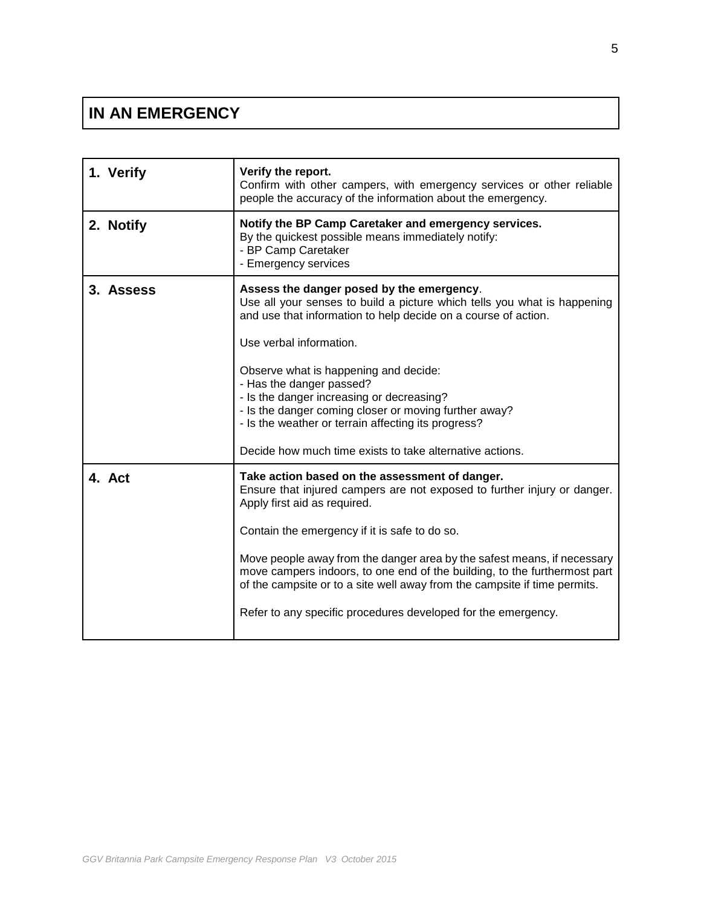# IN AN EMERGENCY

| | |
|---|---|
| **1. Verify** | **Verify the report.**<br>Confirm with other campers, with emergency services or other reliable people the accuracy of the information about the emergency. |
| **2. Notify** | **Notify the BP Camp Caretaker and emergency services.**<br>By the quickest possible means immediately notify:<br>- BP Camp Caretaker<br>- Emergency services |
| **3. Assess** | **Assess the danger posed by the emergency**.<br>Use all your senses to build a picture which tells you what is happening and use that information to help decide on a course of action.<br><br>Use verbal information.<br><br>Observe what is happening and decide:<br>- Has the danger passed?<br>- Is the danger increasing or decreasing?<br>- Is the danger coming closer or moving further away?<br>- Is the weather or terrain affecting its progress?<br><br>Decide how much time exists to take alternative actions. |
| **4. Act** | **Take action based on the assessment of danger.**<br>Ensure that injured campers are not exposed to further injury or danger. Apply first aid as required.<br><br>Contain the emergency if it is safe to do so.<br><br>Move people away from the danger area by the safest means, if necessary move campers indoors, to one end of the building, to the furthermost part of the campsite or to a site well away from the campsite if time permits.<br><br>Refer to any specific procedures developed for the emergency. |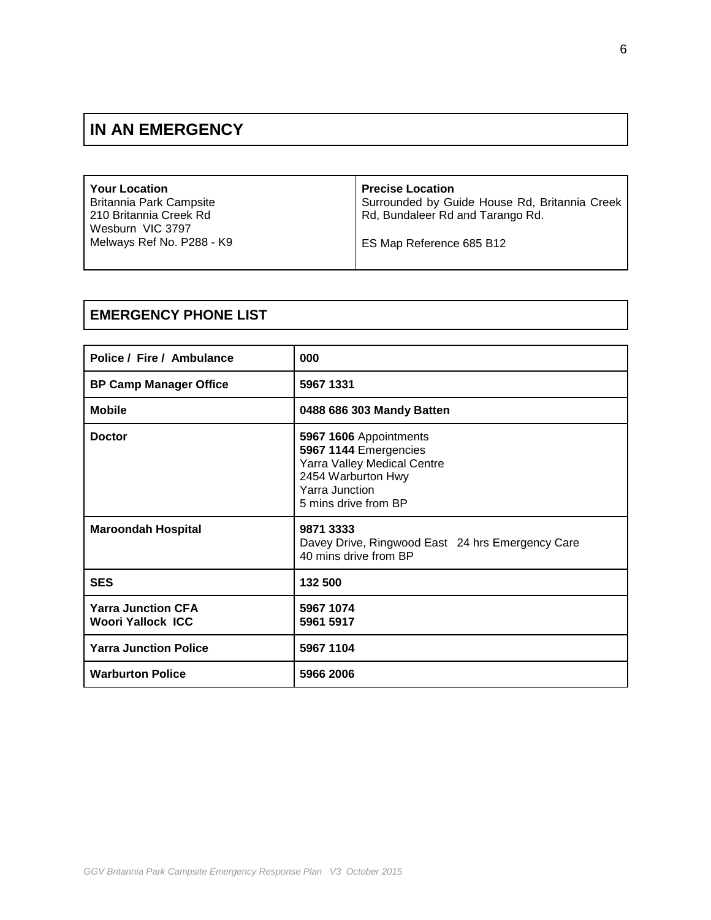## IN AN EMERGENCY

| **Your Location** | **Precise Location** |
|---|---|
| Britannia Park Campsite<br>210 Britannia Creek Rd<br>Wesburn VIC 3797<br>Melways Ref No. P288 - K9 | Surrounded by Guide House Rd, Britannia Creek Rd, Bundaleer Rd and Tarango Rd.<br><br>ES Map Reference 685 B12 |

## EMERGENCY PHONE LIST

| | |
|---|---|
| **Police / Fire / Ambulance** | **000** |
| **BP Camp Manager Office** | **5967 1331** |
| **Mobile** | **0488 686 303 Mandy Batten** |
| **Doctor** | **5967 1606** Appointments<br>**5967 1144** Emergencies<br>Yarra Valley Medical Centre<br>2454 Warburton Hwy<br>Yarra Junction<br>5 mins drive from BP |
| **Maroondah Hospital** | **9871 3333**<br>Davey Drive, Ringwood East 24 hrs Emergency Care<br>40 mins drive from BP |
| **SES** | **132 500** |
| **Yarra Junction CFA**<br>**Woori Yallock ICC** | **5967 1074**<br>**5961 5917** |
| **Yarra Junction Police** | **5967 1104** |
| **Warburton Police** | **5966 2006** |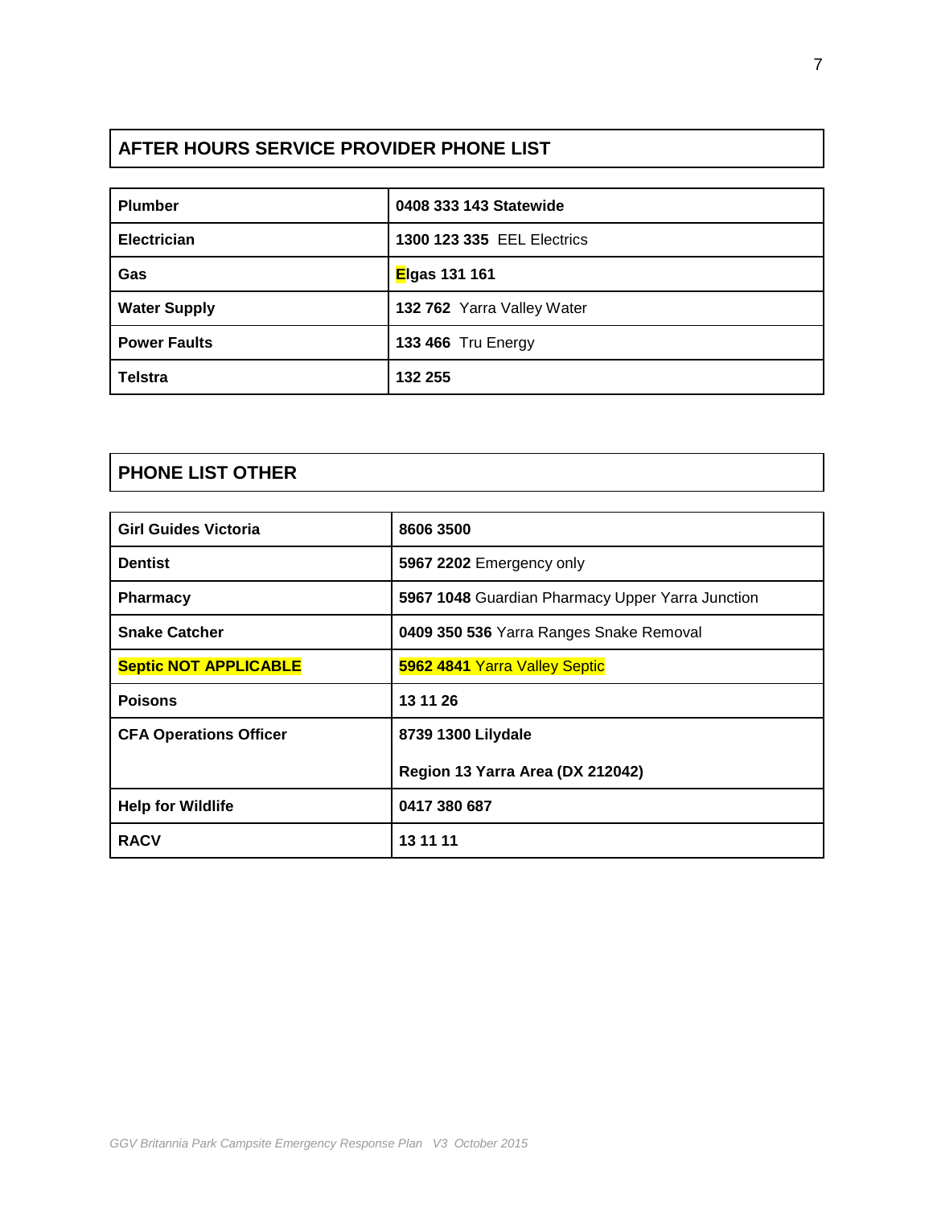## AFTER HOURS SERVICE PROVIDER PHONE LIST

| | |
|---|---|
| **Plumber** | **0408 333 143 Statewide** |
| **Electrician** | **1300 123 335** EEL Electrics |
| **Gas** | **Elgas 131 161** |
| **Water Supply** | **132 762** Yarra Valley Water |
| **Power Faults** | **133 466** Tru Energy |
| **Telstra** | **132 255** |

## PHONE LIST OTHER

| | |
|---|---|
| **Girl Guides Victoria** | **8606 3500** |
| **Dentist** | **5967 2202** Emergency only |
| **Pharmacy** | **5967 1048** Guardian Pharmacy Upper Yarra Junction |
| **Snake Catcher** | **0409 350 536** Yarra Ranges Snake Removal |
| **Septic NOT APPLICABLE** | **5962 4841** Yarra Valley Septic |
| **Poisons** | **13 11 26** |
| **CFA Operations Officer** | **8739 1300 Lilydale**<br>**Region 13 Yarra Area (DX 212042)** |
| **Help for Wildlife** | **0417 380 687** |
| **RACV** | **13 11 11** |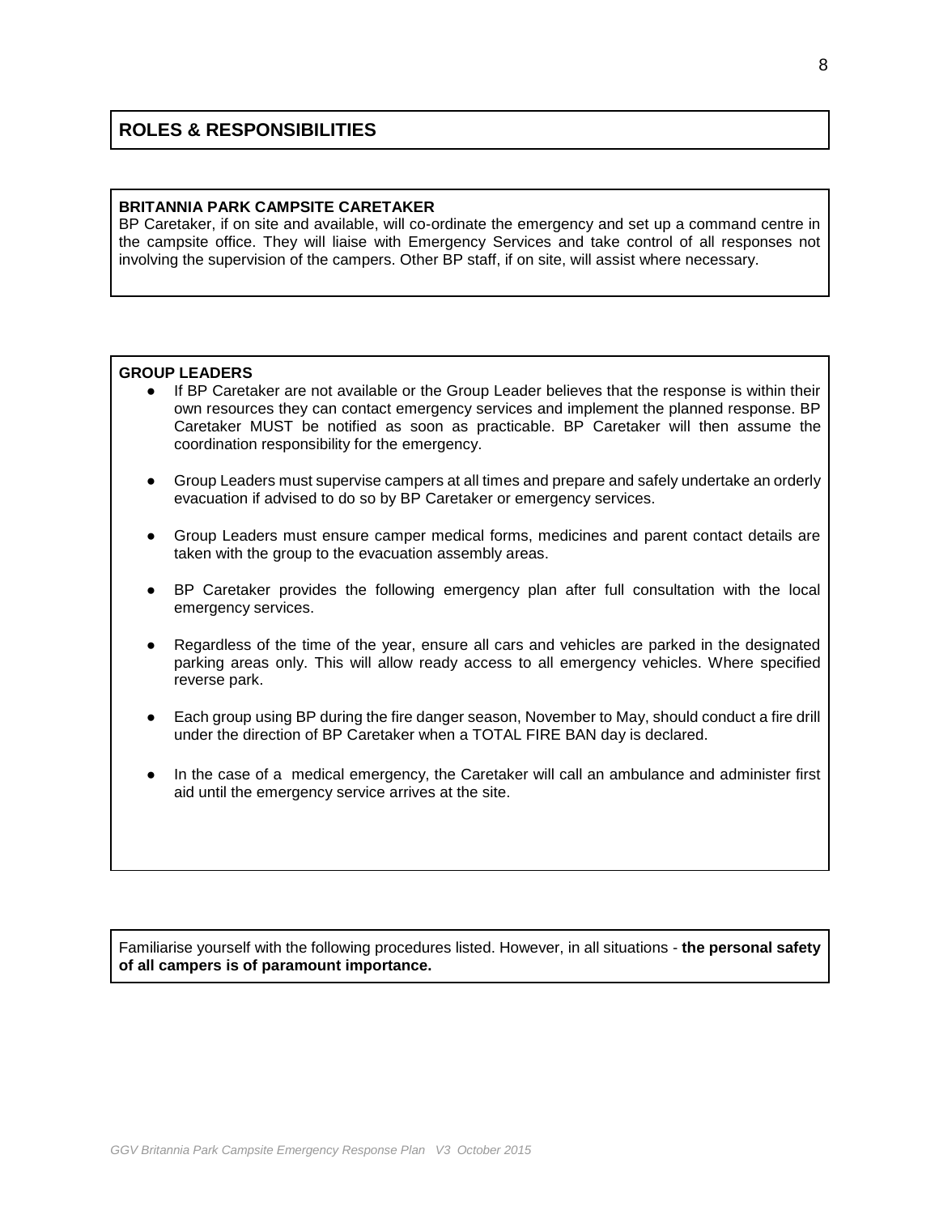## ROLES & RESPONSIBILITIES

**BRITANNIA PARK CAMPSITE CARETAKER**

BP Caretaker, if on site and available, will co-ordinate the emergency and set up a command centre in the campsite office. They will liaise with Emergency Services and take control of all responses not involving the supervision of the campers. Other BP staff, if on site, will assist where necessary.

**GROUP LEADERS**

- If BP Caretaker are not available or the Group Leader believes that the response is within their own resources they can contact emergency services and implement the planned response. BP Caretaker MUST be notified as soon as practicable. BP Caretaker will then assume the coordination responsibility for the emergency.
- Group Leaders must supervise campers at all times and prepare and safely undertake an orderly evacuation if advised to do so by BP Caretaker or emergency services.
- Group Leaders must ensure camper medical forms, medicines and parent contact details are taken with the group to the evacuation assembly areas.
- BP Caretaker provides the following emergency plan after full consultation with the local emergency services.
- Regardless of the time of the year, ensure all cars and vehicles are parked in the designated parking areas only. This will allow ready access to all emergency vehicles. Where specified reverse park.
- Each group using BP during the fire danger season, November to May, should conduct a fire drill under the direction of BP Caretaker when a TOTAL FIRE BAN day is declared.
- In the case of a medical emergency, the Caretaker will call an ambulance and administer first aid until the emergency service arrives at the site.

Familiarise yourself with the following procedures listed. However, in all situations - **the personal safety of all campers is of paramount importance.**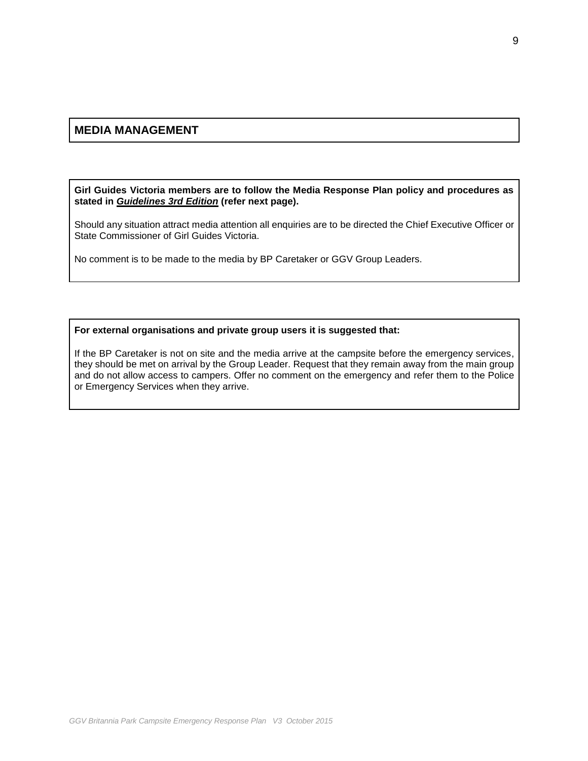## MEDIA MANAGEMENT

**Girl Guides Victoria members are to follow the Media Response Plan policy and procedures as stated in _Guidelines 3rd Edition_ (refer next page).**

Should any situation attract media attention all enquiries are to be directed the Chief Executive Officer or State Commissioner of Girl Guides Victoria.

No comment is to be made to the media by BP Caretaker or GGV Group Leaders.

**For external organisations and private group users it is suggested that:**

If the BP Caretaker is not on site and the media arrive at the campsite before the emergency services, they should be met on arrival by the Group Leader. Request that they remain away from the main group and do not allow access to campers. Offer no comment on the emergency and refer them to the Police or Emergency Services when they arrive.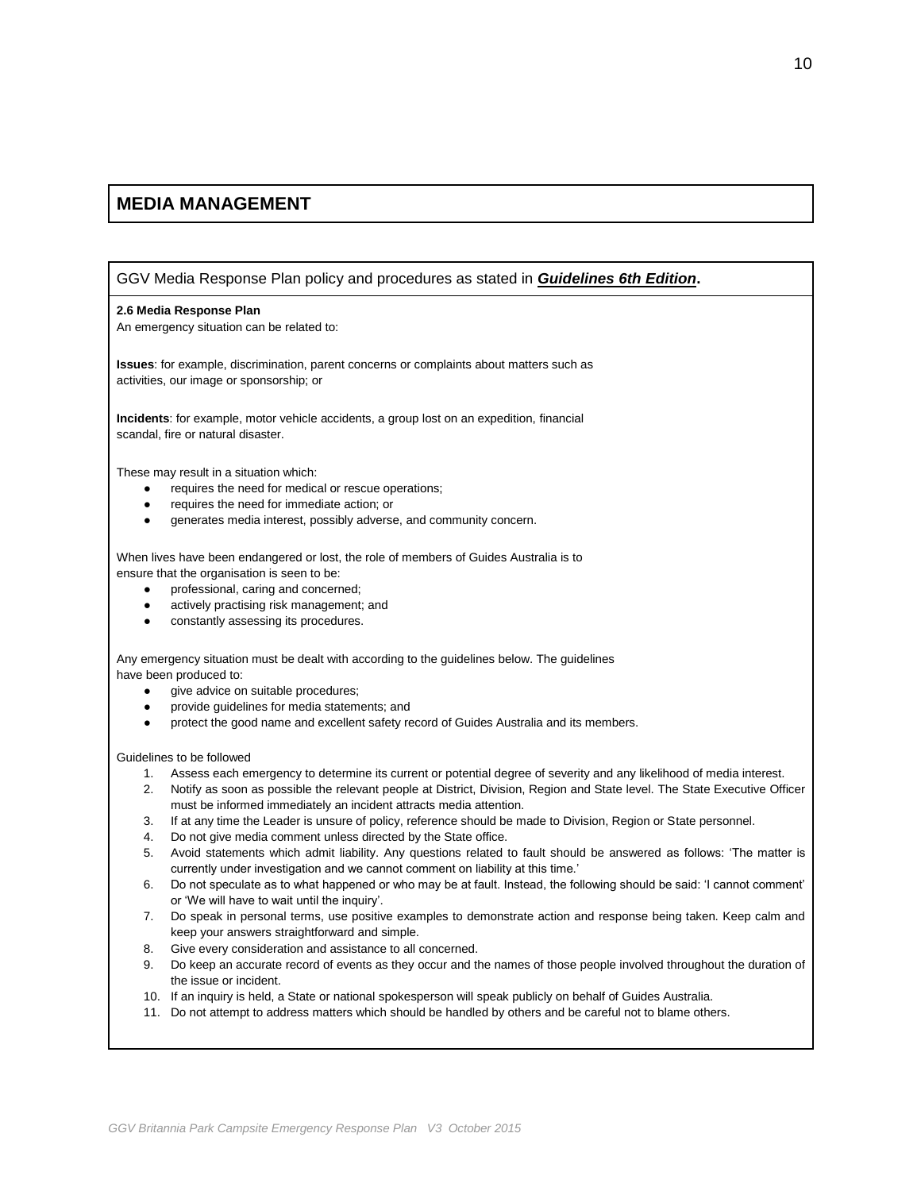# MEDIA MANAGEMENT

GGV Media Response Plan policy and procedures as stated in ***Guidelines 6th Edition*****.**

**2.6 Media Response Plan**

An emergency situation can be related to:

**Issues**: for example, discrimination, parent concerns or complaints about matters such as activities, our image or sponsorship; or

**Incidents**: for example, motor vehicle accidents, a group lost on an expedition, financial scandal, fire or natural disaster.

These may result in a situation which:

- requires the need for medical or rescue operations;
- requires the need for immediate action; or
- generates media interest, possibly adverse, and community concern.

When lives have been endangered or lost, the role of members of Guides Australia is to ensure that the organisation is seen to be:

- professional, caring and concerned;
- actively practising risk management; and
- constantly assessing its procedures.

Any emergency situation must be dealt with according to the guidelines below. The guidelines have been produced to:

- give advice on suitable procedures;
- provide guidelines for media statements; and
- protect the good name and excellent safety record of Guides Australia and its members.

Guidelines to be followed

1. Assess each emergency to determine its current or potential degree of severity and any likelihood of media interest.
2. Notify as soon as possible the relevant people at District, Division, Region and State level. The State Executive Officer must be informed immediately an incident attracts media attention.
3. If at any time the Leader is unsure of policy, reference should be made to Division, Region or State personnel.
4. Do not give media comment unless directed by the State office.
5. Avoid statements which admit liability. Any questions related to fault should be answered as follows: 'The matter is currently under investigation and we cannot comment on liability at this time.'
6. Do not speculate as to what happened or who may be at fault. Instead, the following should be said: 'I cannot comment' or 'We will have to wait until the inquiry'.
7. Do speak in personal terms, use positive examples to demonstrate action and response being taken. Keep calm and keep your answers straightforward and simple.
8. Give every consideration and assistance to all concerned.
9. Do keep an accurate record of events as they occur and the names of those people involved throughout the duration of the issue or incident.
10. If an inquiry is held, a State or national spokesperson will speak publicly on behalf of Guides Australia.
11. Do not attempt to address matters which should be handled by others and be careful not to blame others.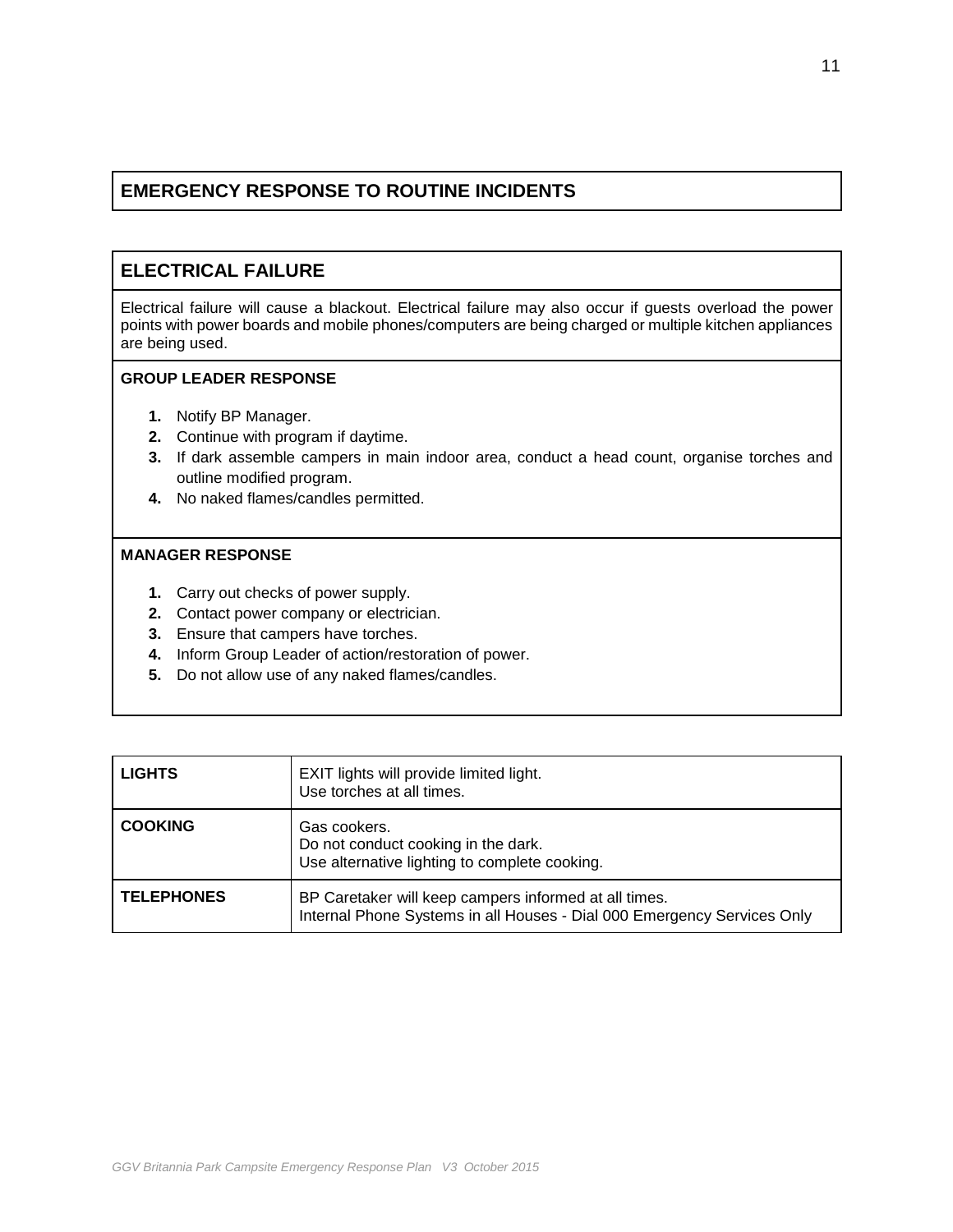## EMERGENCY RESPONSE TO ROUTINE INCIDENTS

## ELECTRICAL FAILURE

Electrical failure will cause a blackout. Electrical failure may also occur if guests overload the power points with power boards and mobile phones/computers are being charged or multiple kitchen appliances are being used.

**GROUP LEADER RESPONSE**

1. Notify BP Manager.
2. Continue with program if daytime.
3. If dark assemble campers in main indoor area, conduct a head count, organise torches and outline modified program.
4. No naked flames/candles permitted.

**MANAGER RESPONSE**

1. Carry out checks of power supply.
2. Contact power company or electrician.
3. Ensure that campers have torches.
4. Inform Group Leader of action/restoration of power.
5. Do not allow use of any naked flames/candles.

| | |
|---|---|
| **LIGHTS** | EXIT lights will provide limited light.<br>Use torches at all times. |
| **COOKING** | Gas cookers.<br>Do not conduct cooking in the dark.<br>Use alternative lighting to complete cooking. |
| **TELEPHONES** | BP Caretaker will keep campers informed at all times.<br>Internal Phone Systems in all Houses - Dial 000 Emergency Services Only |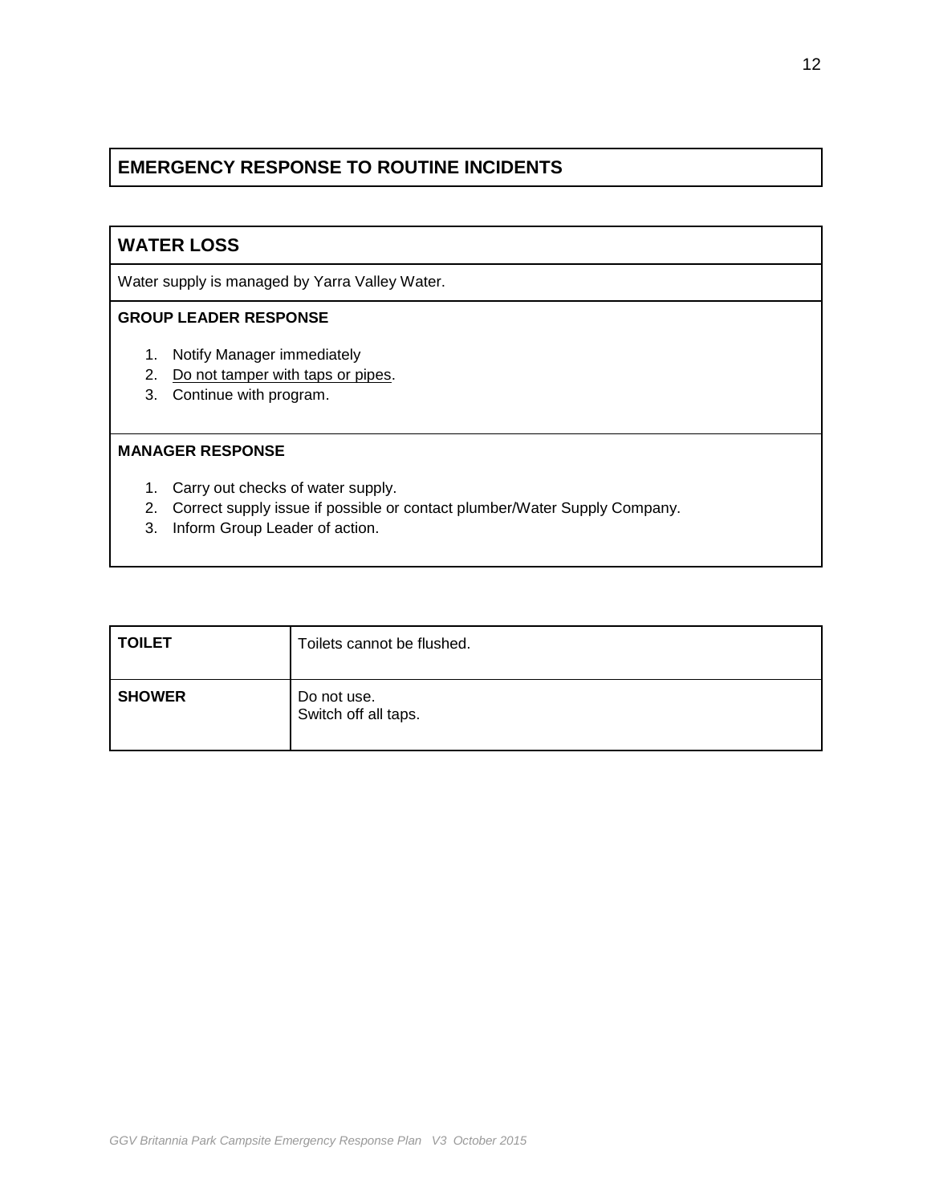## EMERGENCY RESPONSE TO ROUTINE INCIDENTS

### WATER LOSS

Water supply is managed by Yarra Valley Water.

**GROUP LEADER RESPONSE**

1. Notify Manager immediately
2. <u>Do not tamper with taps or pipes</u>.
3. Continue with program.

**MANAGER RESPONSE**

1. Carry out checks of water supply.
2. Correct supply issue if possible or contact plumber/Water Supply Company.
3. Inform Group Leader of action.

| | |
|---|---|
| **TOILET** | Toilets cannot be flushed. |
| **SHOWER** | Do not use.<br>Switch off all taps. |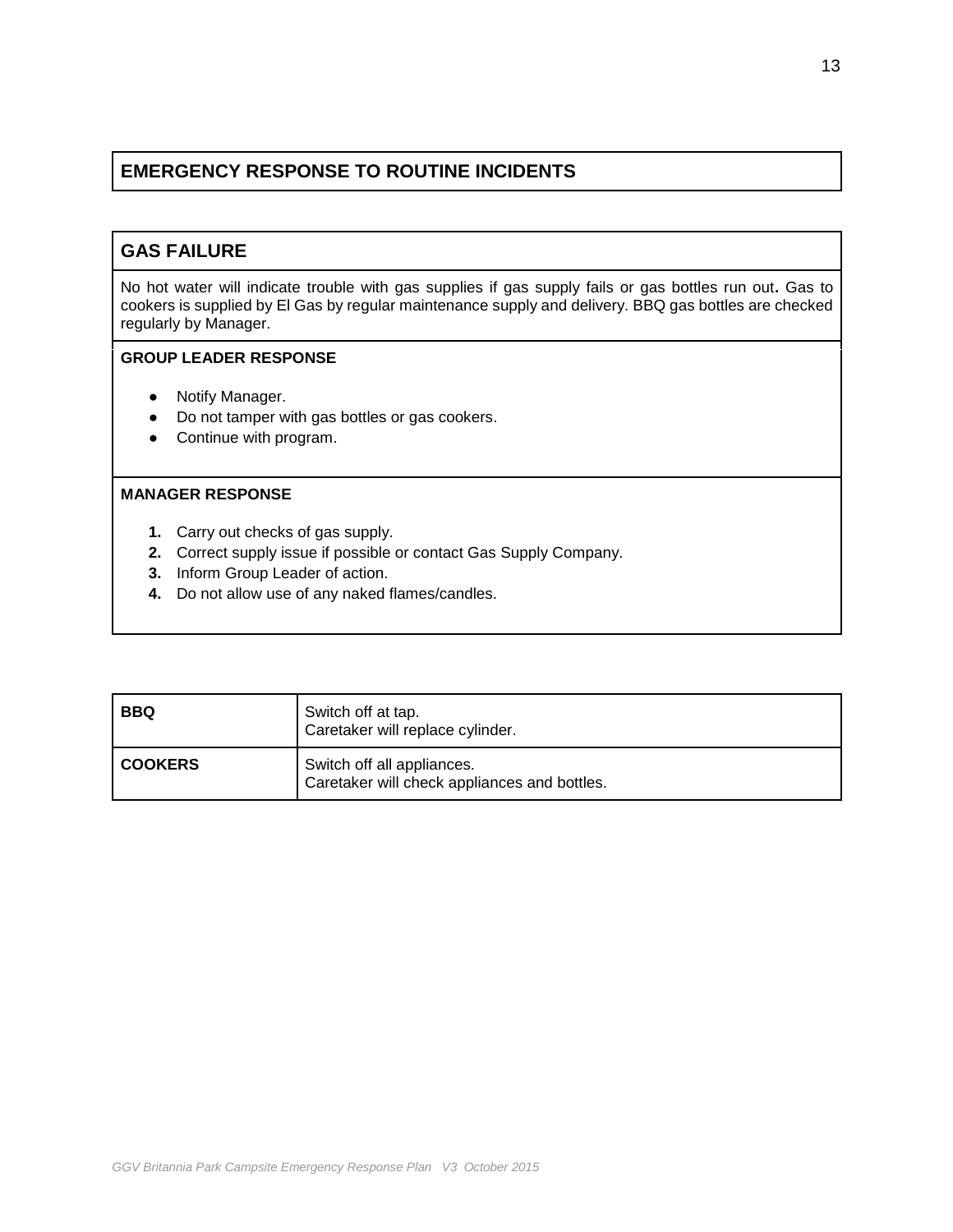## EMERGENCY RESPONSE TO ROUTINE INCIDENTS

### GAS FAILURE

No hot water will indicate trouble with gas supplies if gas supply fails or gas bottles run out**.** Gas to cookers is supplied by El Gas by regular maintenance supply and delivery. BBQ gas bottles are checked regularly by Manager.

**GROUP LEADER RESPONSE**

- Notify Manager.
- Do not tamper with gas bottles or gas cookers.
- Continue with program.

**MANAGER RESPONSE**

1. Carry out checks of gas supply.
2. Correct supply issue if possible or contact Gas Supply Company.
3. Inform Group Leader of action.
4. Do not allow use of any naked flames/candles.

| | |
|---|---|
| **BBQ** | Switch off at tap.<br>Caretaker will replace cylinder. |
| **COOKERS** | Switch off all appliances.<br>Caretaker will check appliances and bottles. |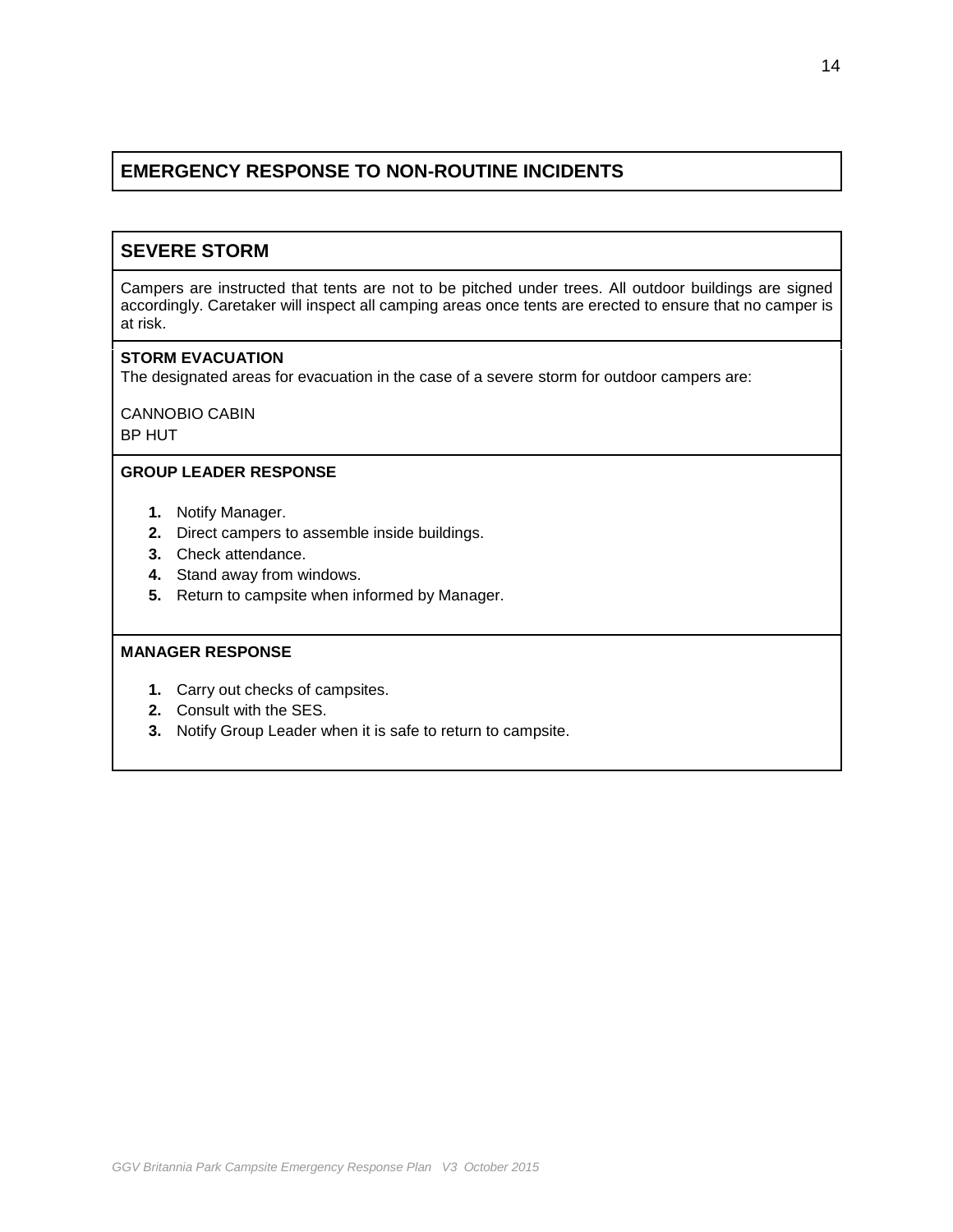## EMERGENCY RESPONSE TO NON-ROUTINE INCIDENTS

## SEVERE STORM

Campers are instructed that tents are not to be pitched under trees. All outdoor buildings are signed accordingly. Caretaker will inspect all camping areas once tents are erected to ensure that no camper is at risk.

**STORM EVACUATION**

The designated areas for evacuation in the case of a severe storm for outdoor campers are:

CANNOBIO CABIN
BP HUT

**GROUP LEADER RESPONSE**

1. Notify Manager.
2. Direct campers to assemble inside buildings.
3. Check attendance.
4. Stand away from windows.
5. Return to campsite when informed by Manager.

**MANAGER RESPONSE**

1. Carry out checks of campsites.
2. Consult with the SES.
3. Notify Group Leader when it is safe to return to campsite.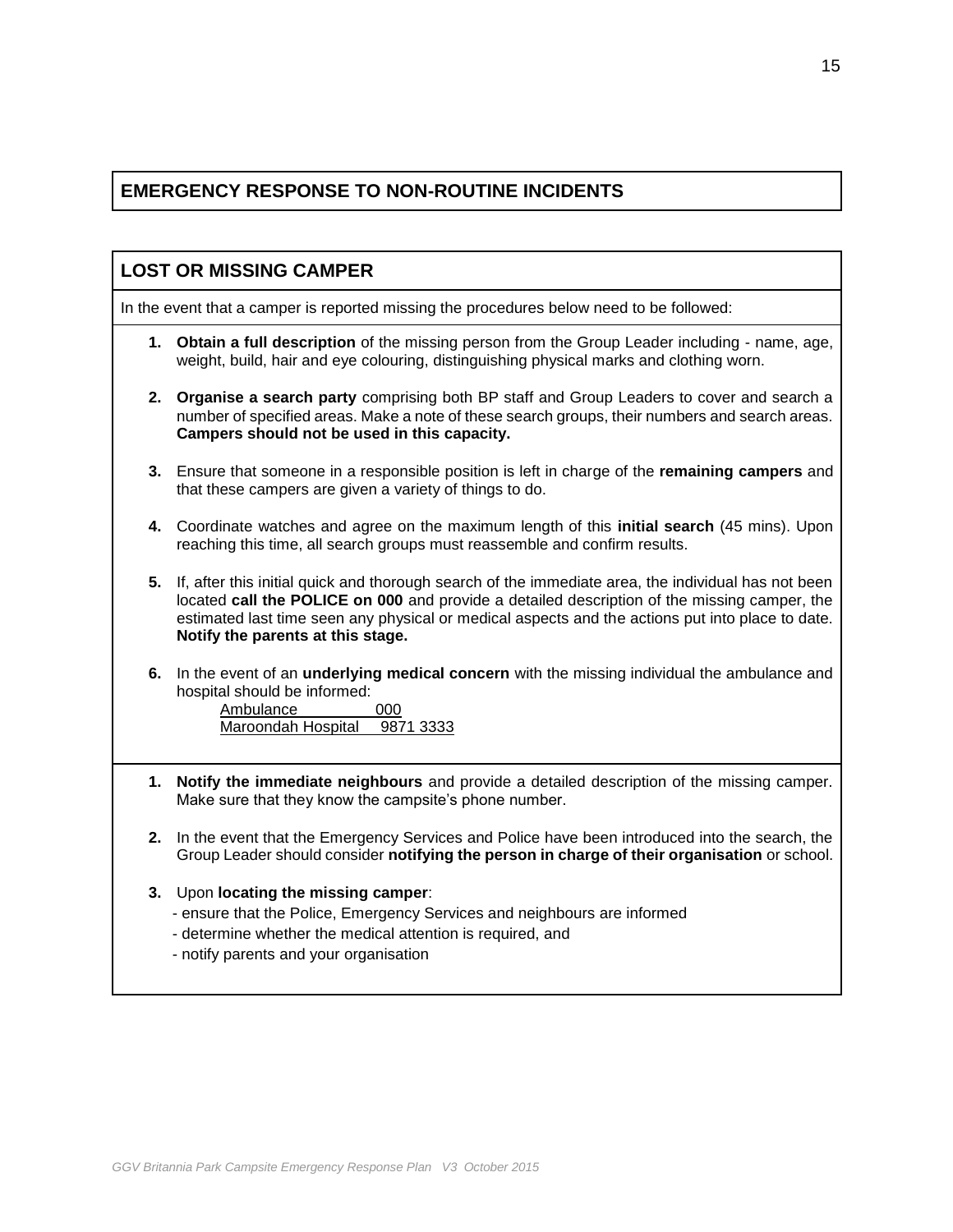## EMERGENCY RESPONSE TO NON-ROUTINE INCIDENTS

### LOST OR MISSING CAMPER

In the event that a camper is reported missing the procedures below need to be followed:

1. **Obtain a full description** of the missing person from the Group Leader including - name, age, weight, build, hair and eye colouring, distinguishing physical marks and clothing worn.
2. **Organise a search party** comprising both BP staff and Group Leaders to cover and search a number of specified areas. Make a note of these search groups, their numbers and search areas. **Campers should not be used in this capacity.**
3. Ensure that someone in a responsible position is left in charge of the **remaining campers** and that these campers are given a variety of things to do.
4. Coordinate watches and agree on the maximum length of this **initial search** (45 mins). Upon reaching this time, all search groups must reassemble and confirm results.
5. If, after this initial quick and thorough search of the immediate area, the individual has not been located **call the POLICE on 000** and provide a detailed description of the missing camper, the estimated last time seen any physical or medical aspects and the actions put into place to date. **Notify the parents at this stage.**
6. In the event of an **underlying medical concern** with the missing individual the ambulance and hospital should be informed:

   Ambulance 000
   Maroondah Hospital 9871 3333

1. **Notify the immediate neighbours** and provide a detailed description of the missing camper. Make sure that they know the campsite's phone number.
2. In the event that the Emergency Services and Police have been introduced into the search, the Group Leader should consider **notifying the person in charge of their organisation** or school.
3. Upon **locating the missing camper**:
   - ensure that the Police, Emergency Services and neighbours are informed
   - determine whether the medical attention is required, and
   - notify parents and your organisation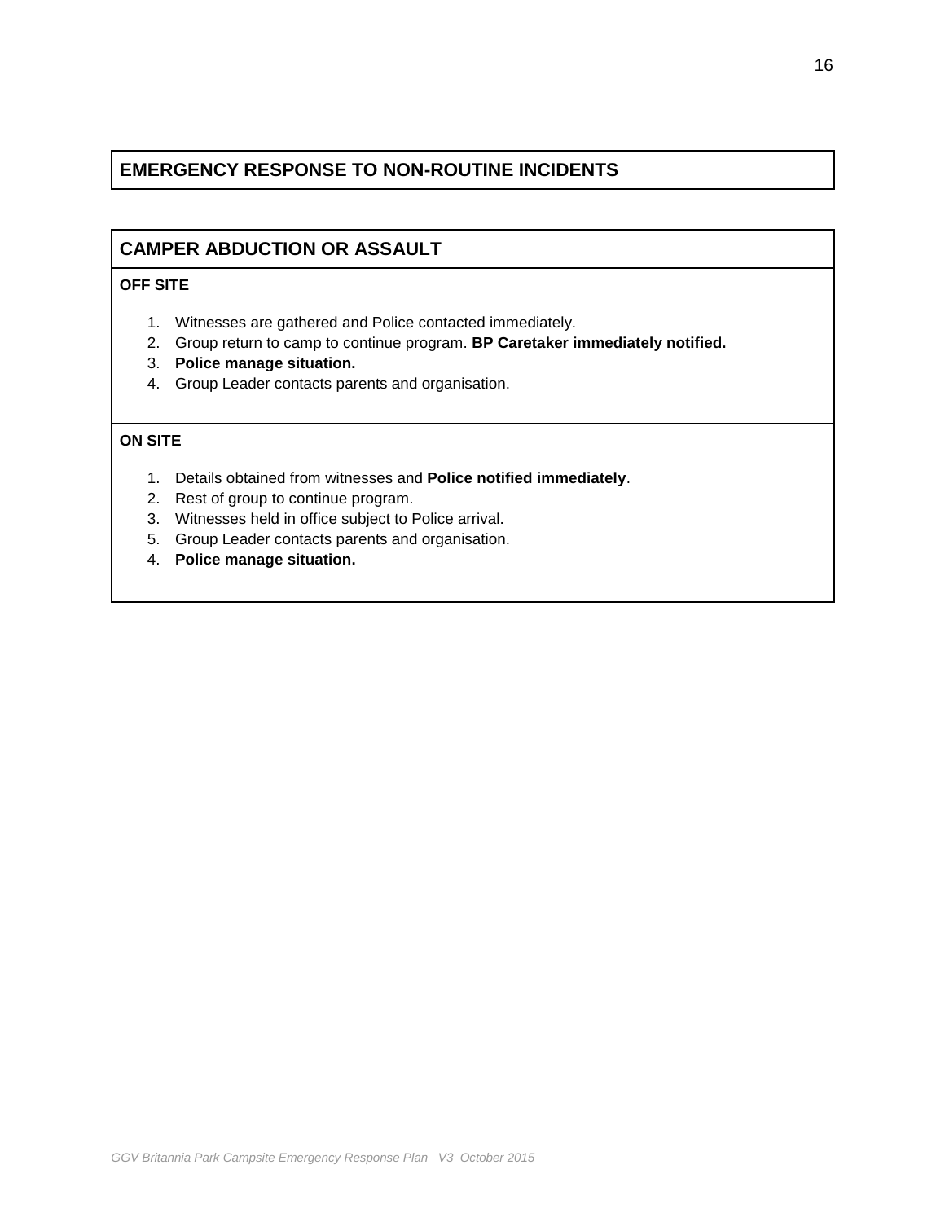## EMERGENCY RESPONSE TO NON-ROUTINE INCIDENTS

### CAMPER ABDUCTION OR ASSAULT

**OFF SITE**

1. Witnesses are gathered and Police contacted immediately.
2. Group return to camp to continue program. **BP Caretaker immediately notified.**
3. **Police manage situation.**
4. Group Leader contacts parents and organisation.

**ON SITE**

1. Details obtained from witnesses and **Police notified immediately**.
2. Rest of group to continue program.
3. Witnesses held in office subject to Police arrival.
5. Group Leader contacts parents and organisation.
4. **Police manage situation.**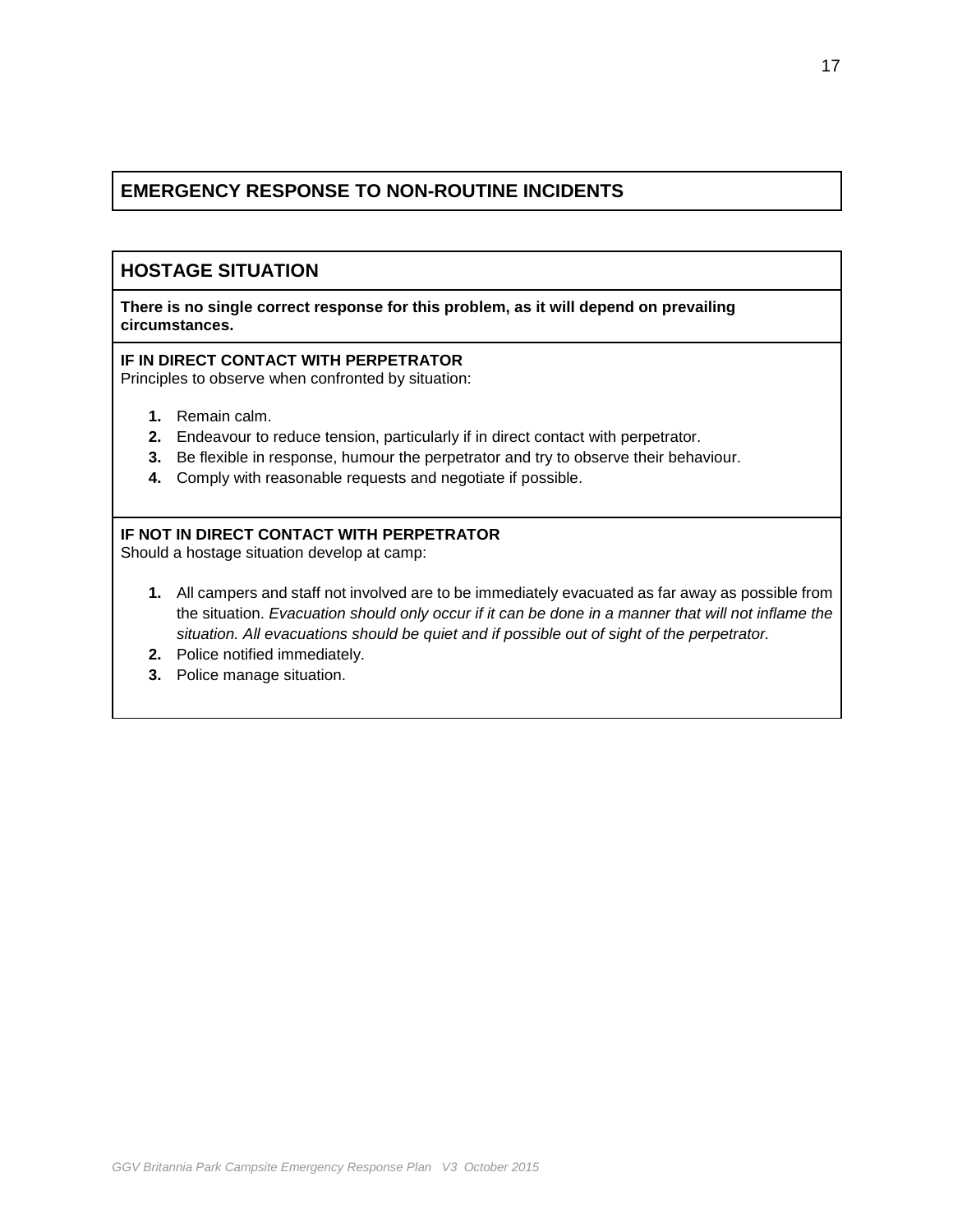## EMERGENCY RESPONSE TO NON-ROUTINE INCIDENTS

### HOSTAGE SITUATION

**There is no single correct response for this problem, as it will depend on prevailing circumstances.**

**IF IN DIRECT CONTACT WITH PERPETRATOR**

Principles to observe when confronted by situation:

1. Remain calm.
2. Endeavour to reduce tension, particularly if in direct contact with perpetrator.
3. Be flexible in response, humour the perpetrator and try to observe their behaviour.
4. Comply with reasonable requests and negotiate if possible.

**IF NOT IN DIRECT CONTACT WITH PERPETRATOR**

Should a hostage situation develop at camp:

1. All campers and staff not involved are to be immediately evacuated as far away as possible from the situation. *Evacuation should only occur if it can be done in a manner that will not inflame the situation. All evacuations should be quiet and if possible out of sight of the perpetrator.*
2. Police notified immediately.
3. Police manage situation.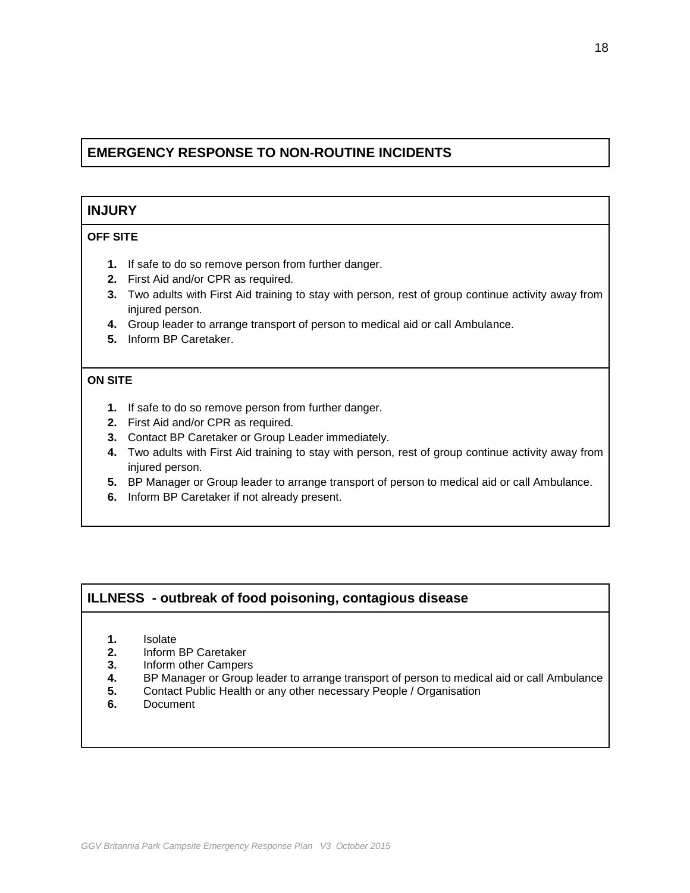## EMERGENCY RESPONSE TO NON-ROUTINE INCIDENTS

### INJURY

**OFF SITE**

1. If safe to do so remove person from further danger.
2. First Aid and/or CPR as required.
3. Two adults with First Aid training to stay with person, rest of group continue activity away from injured person.
4. Group leader to arrange transport of person to medical aid or call Ambulance.
5. Inform BP Caretaker.

**ON SITE**

1. If safe to do so remove person from further danger.
2. First Aid and/or CPR as required.
3. Contact BP Caretaker or Group Leader immediately.
4. Two adults with First Aid training to stay with person, rest of group continue activity away from injured person.
5. BP Manager or Group leader to arrange transport of person to medical aid or call Ambulance.
6. Inform BP Caretaker if not already present.

### ILLNESS - outbreak of food poisoning, contagious disease

1. Isolate
2. Inform BP Caretaker
3. Inform other Campers
4. BP Manager or Group leader to arrange transport of person to medical aid or call Ambulance
5. Contact Public Health or any other necessary People / Organisation
6. Document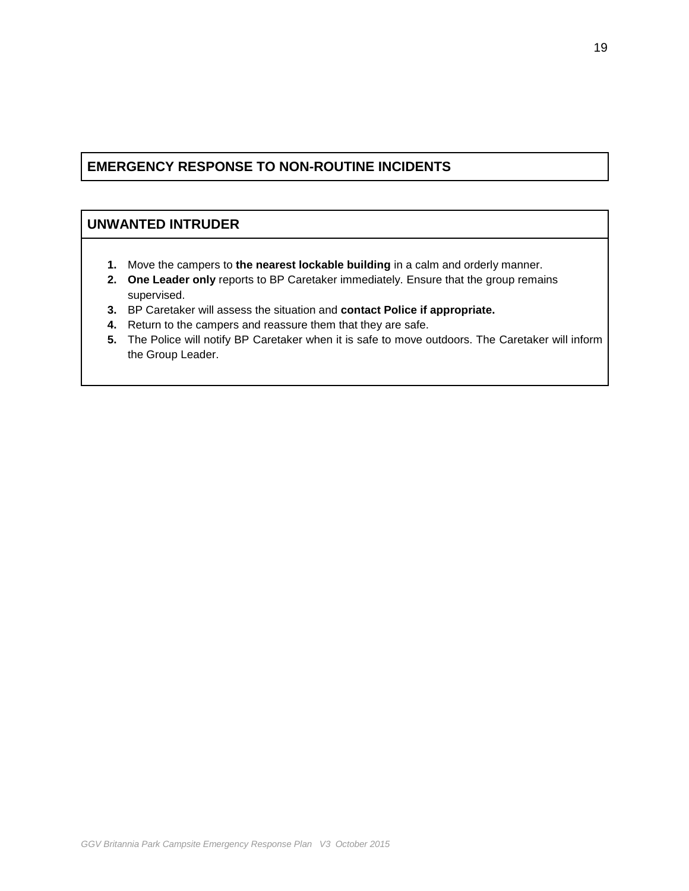## EMERGENCY RESPONSE TO NON-ROUTINE INCIDENTS

### UNWANTED INTRUDER

1. Move the campers to **the nearest lockable building** in a calm and orderly manner.
2. **One Leader only** reports to BP Caretaker immediately. Ensure that the group remains supervised.
3. BP Caretaker will assess the situation and **contact Police if appropriate.**
4. Return to the campers and reassure them that they are safe.
5. The Police will notify BP Caretaker when it is safe to move outdoors. The Caretaker will inform the Group Leader.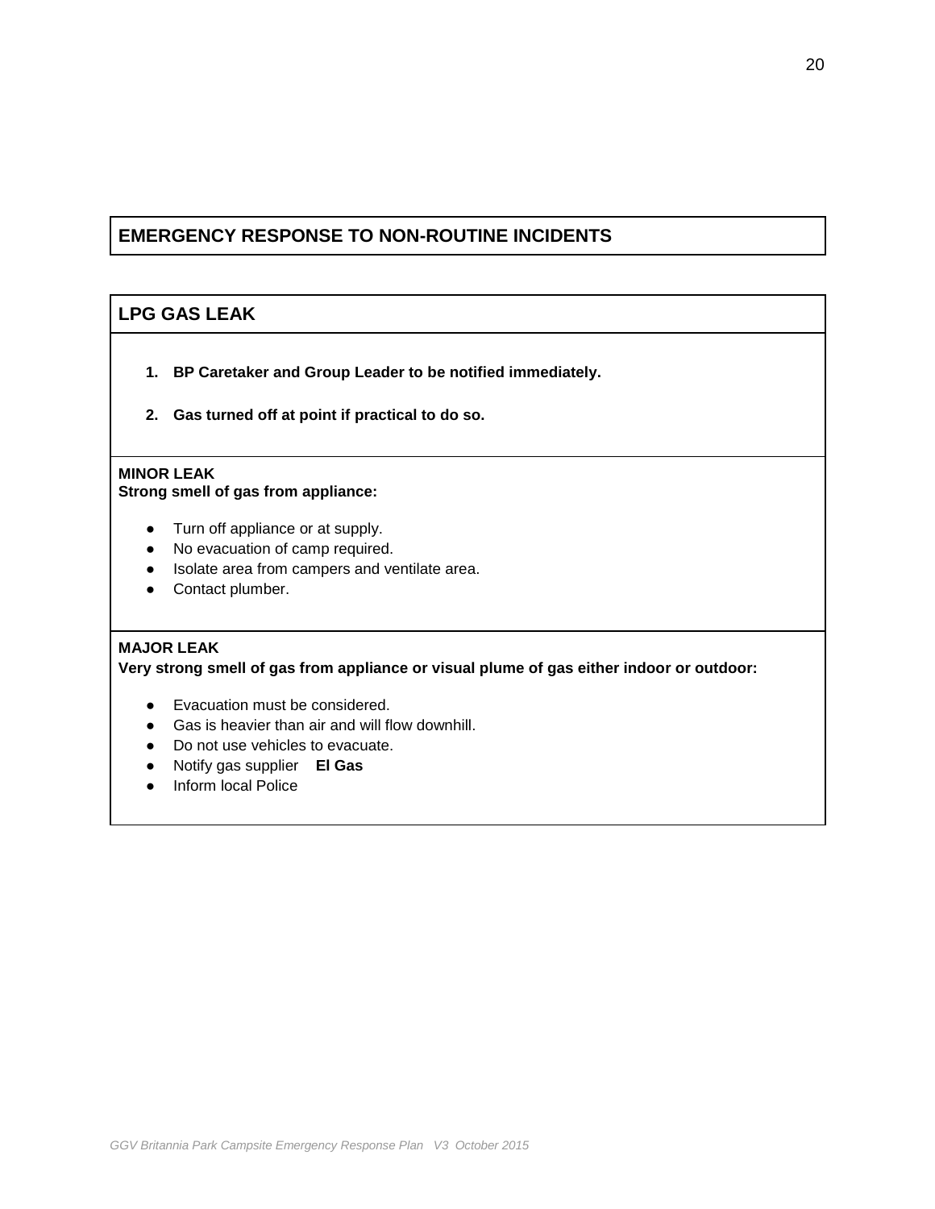## EMERGENCY RESPONSE TO NON-ROUTINE INCIDENTS

### LPG GAS LEAK

1. **BP Caretaker and Group Leader to be notified immediately.**

2. **Gas turned off at point if practical to do so.**

**MINOR LEAK**
**Strong smell of gas from appliance:**

- Turn off appliance or at supply.
- No evacuation of camp required.
- Isolate area from campers and ventilate area.
- Contact plumber.

**MAJOR LEAK**
**Very strong smell of gas from appliance or visual plume of gas either indoor or outdoor:**

- Evacuation must be considered.
- Gas is heavier than air and will flow downhill.
- Do not use vehicles to evacuate.
- Notify gas supplier **El Gas**
- Inform local Police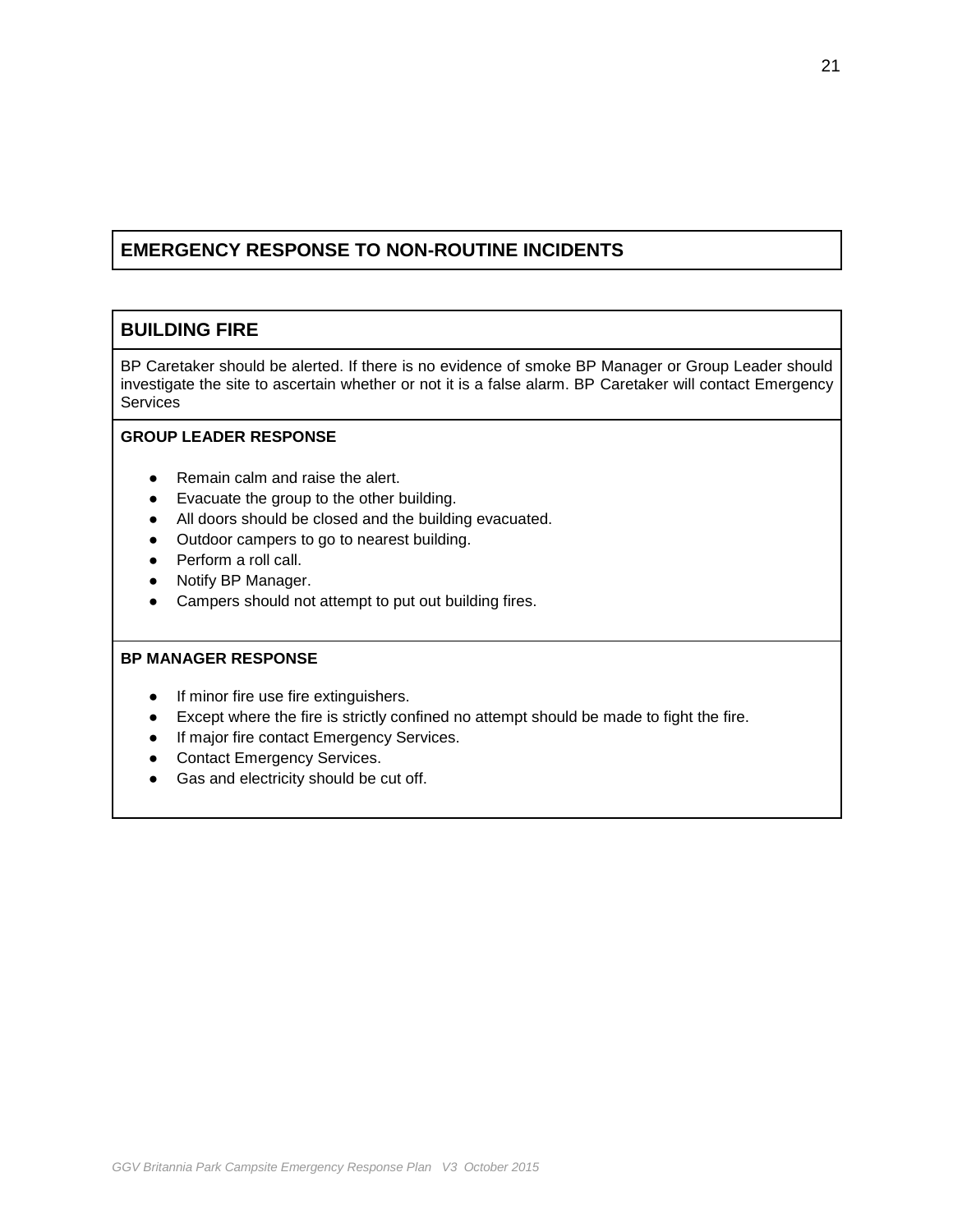## EMERGENCY RESPONSE TO NON-ROUTINE INCIDENTS

## BUILDING FIRE

BP Caretaker should be alerted. If there is no evidence of smoke BP Manager or Group Leader should investigate the site to ascertain whether or not it is a false alarm. BP Caretaker will contact Emergency Services

**GROUP LEADER RESPONSE**

- Remain calm and raise the alert.
- Evacuate the group to the other building.
- All doors should be closed and the building evacuated.
- Outdoor campers to go to nearest building.
- Perform a roll call.
- Notify BP Manager.
- Campers should not attempt to put out building fires.

**BP MANAGER RESPONSE**

- If minor fire use fire extinguishers.
- Except where the fire is strictly confined no attempt should be made to fight the fire.
- If major fire contact Emergency Services.
- Contact Emergency Services.
- Gas and electricity should be cut off.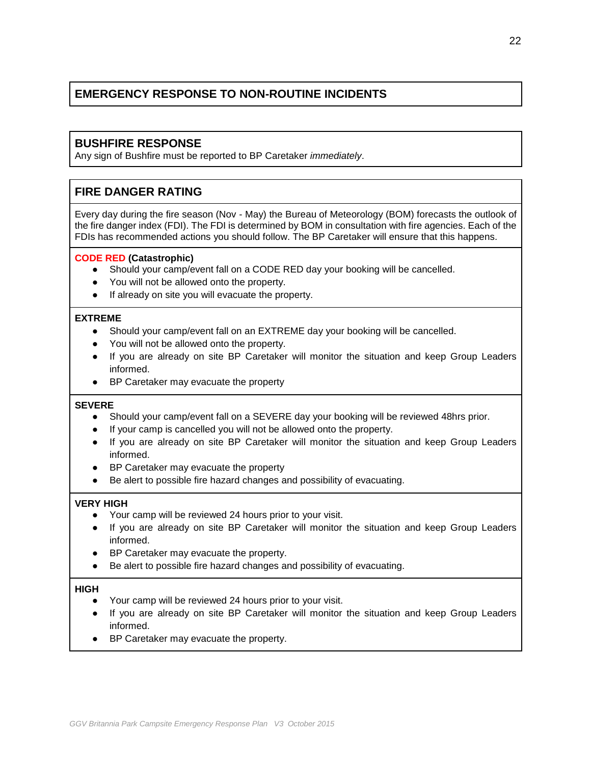## EMERGENCY RESPONSE TO NON-ROUTINE INCIDENTS

## BUSHFIRE RESPONSE

Any sign of Bushfire must be reported to BP Caretaker *immediately*.

## FIRE DANGER RATING

Every day during the fire season (Nov - May) the Bureau of Meteorology (BOM) forecasts the outlook of the fire danger index (FDI). The FDI is determined by BOM in consultation with fire agencies. Each of the FDIs has recommended actions you should follow. The BP Caretaker will ensure that this happens.

**CODE RED (Catastrophic)**

- Should your camp/event fall on a CODE RED day your booking will be cancelled.
- You will not be allowed onto the property.
- If already on site you will evacuate the property.

**EXTREME**

- Should your camp/event fall on an EXTREME day your booking will be cancelled.
- You will not be allowed onto the property.
- If you are already on site BP Caretaker will monitor the situation and keep Group Leaders informed.
- BP Caretaker may evacuate the property

**SEVERE**

- Should your camp/event fall on a SEVERE day your booking will be reviewed 48hrs prior.
- If your camp is cancelled you will not be allowed onto the property.
- If you are already on site BP Caretaker will monitor the situation and keep Group Leaders informed.
- BP Caretaker may evacuate the property
- Be alert to possible fire hazard changes and possibility of evacuating.

**VERY HIGH**

- Your camp will be reviewed 24 hours prior to your visit.
- If you are already on site BP Caretaker will monitor the situation and keep Group Leaders informed.
- BP Caretaker may evacuate the property.
- Be alert to possible fire hazard changes and possibility of evacuating.

**HIGH**

- Your camp will be reviewed 24 hours prior to your visit.
- If you are already on site BP Caretaker will monitor the situation and keep Group Leaders informed.
- BP Caretaker may evacuate the property.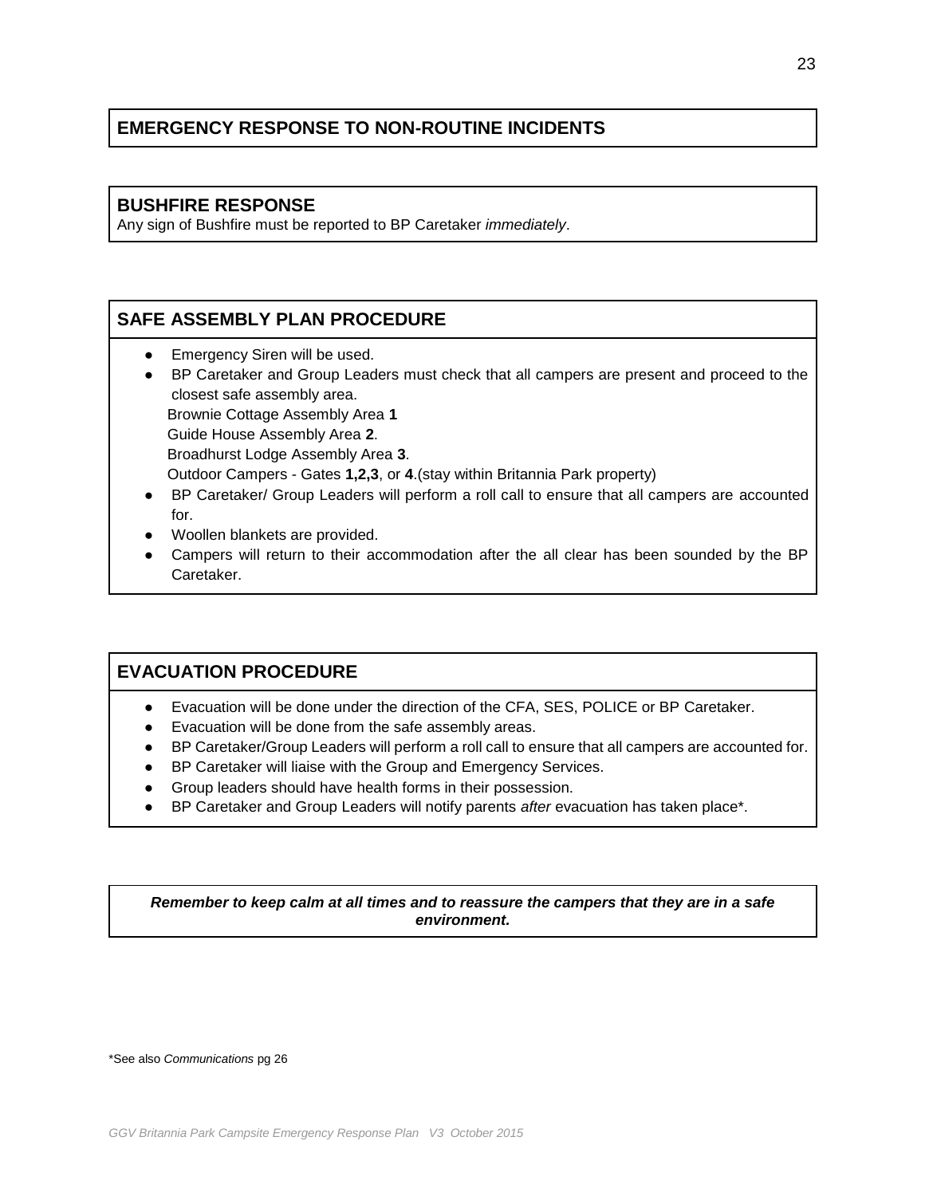## EMERGENCY RESPONSE TO NON-ROUTINE INCIDENTS

## BUSHFIRE RESPONSE

Any sign of Bushfire must be reported to BP Caretaker *immediately*.

## SAFE ASSEMBLY PLAN PROCEDURE

- Emergency Siren will be used.
- BP Caretaker and Group Leaders must check that all campers are present and proceed to the closest safe assembly area.
  Brownie Cottage Assembly Area **1**
  Guide House Assembly Area **2**.
  Broadhurst Lodge Assembly Area **3**.
  Outdoor Campers - Gates **1,2,3**, or **4**.(stay within Britannia Park property)
- BP Caretaker/ Group Leaders will perform a roll call to ensure that all campers are accounted for.
- Woollen blankets are provided.
- Campers will return to their accommodation after the all clear has been sounded by the BP Caretaker.

## EVACUATION PROCEDURE

- Evacuation will be done under the direction of the CFA, SES, POLICE or BP Caretaker.
- Evacuation will be done from the safe assembly areas.
- BP Caretaker/Group Leaders will perform a roll call to ensure that all campers are accounted for.
- BP Caretaker will liaise with the Group and Emergency Services.
- Group leaders should have health forms in their possession.
- BP Caretaker and Group Leaders will notify parents *after* evacuation has taken place*.

***Remember to keep calm at all times and to reassure the campers that they are in a safe environment.***

*See also *Communications* pg 26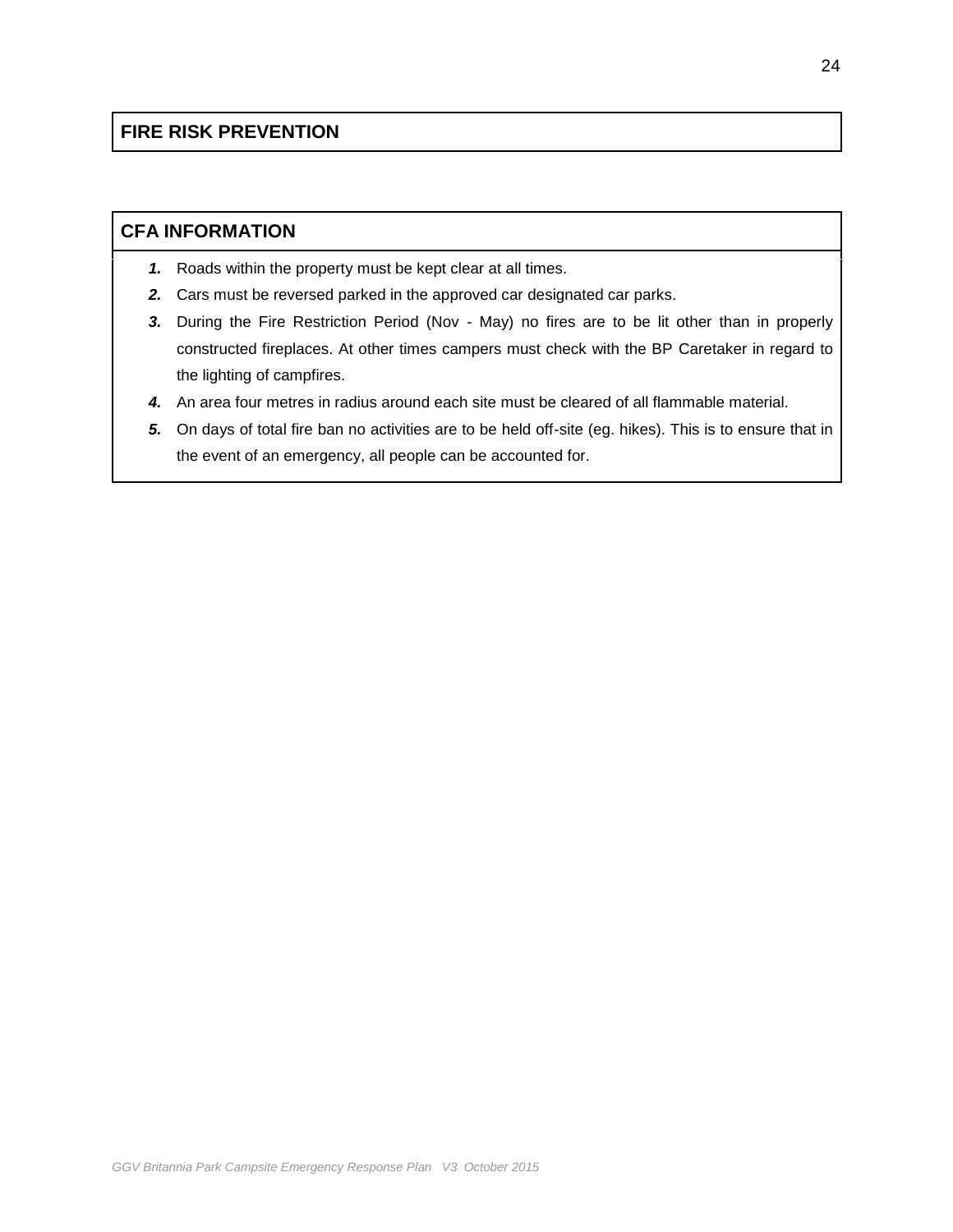## FIRE RISK PREVENTION

## CFA INFORMATION

1. Roads within the property must be kept clear at all times.
2. Cars must be reversed parked in the approved car designated car parks.
3. During the Fire Restriction Period (Nov - May) no fires are to be lit other than in properly constructed fireplaces. At other times campers must check with the BP Caretaker in regard to the lighting of campfires.
4. An area four metres in radius around each site must be cleared of all flammable material.
5. On days of total fire ban no activities are to be held off-site (eg. hikes). This is to ensure that in the event of an emergency, all people can be accounted for.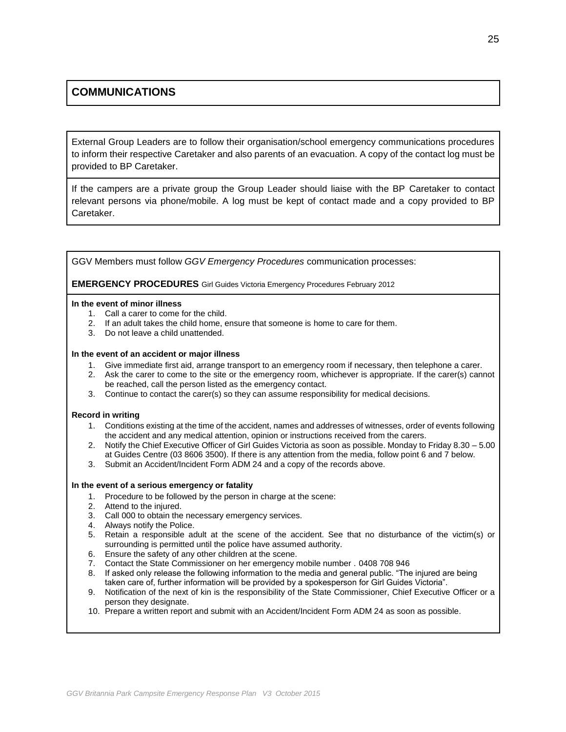# COMMUNICATIONS

External Group Leaders are to follow their organisation/school emergency communications procedures to inform their respective Caretaker and also parents of an evacuation. A copy of the contact log must be provided to BP Caretaker.

If the campers are a private group the Group Leader should liaise with the BP Caretaker to contact relevant persons via phone/mobile. A log must be kept of contact made and a copy provided to BP Caretaker.

GGV Members must follow *GGV Emergency Procedures* communication processes:

**EMERGENCY PROCEDURES** Girl Guides Victoria Emergency Procedures February 2012

**In the event of minor illness**

1. Call a carer to come for the child.
2. If an adult takes the child home, ensure that someone is home to care for them.
3. Do not leave a child unattended.

**In the event of an accident or major illness**

1. Give immediate first aid, arrange transport to an emergency room if necessary, then telephone a carer.
2. Ask the carer to come to the site or the emergency room, whichever is appropriate. If the carer(s) cannot be reached, call the person listed as the emergency contact.
3. Continue to contact the carer(s) so they can assume responsibility for medical decisions.

**Record in writing**

1. Conditions existing at the time of the accident, names and addresses of witnesses, order of events following the accident and any medical attention, opinion or instructions received from the carers.
2. Notify the Chief Executive Officer of Girl Guides Victoria as soon as possible. Monday to Friday 8.30 – 5.00 at Guides Centre (03 8606 3500). If there is any attention from the media, follow point 6 and 7 below.
3. Submit an Accident/Incident Form ADM 24 and a copy of the records above.

**In the event of a serious emergency or fatality**

1. Procedure to be followed by the person in charge at the scene:
2. Attend to the injured.
3. Call 000 to obtain the necessary emergency services.
4. Always notify the Police.
5. Retain a responsible adult at the scene of the accident. See that no disturbance of the victim(s) or surrounding is permitted until the police have assumed authority.
6. Ensure the safety of any other children at the scene.
7. Contact the State Commissioner on her emergency mobile number . 0408 708 946
8. If asked only release the following information to the media and general public. "The injured are being taken care of, further information will be provided by a spokesperson for Girl Guides Victoria".
9. Notification of the next of kin is the responsibility of the State Commissioner, Chief Executive Officer or a person they designate.
10. Prepare a written report and submit with an Accident/Incident Form ADM 24 as soon as possible.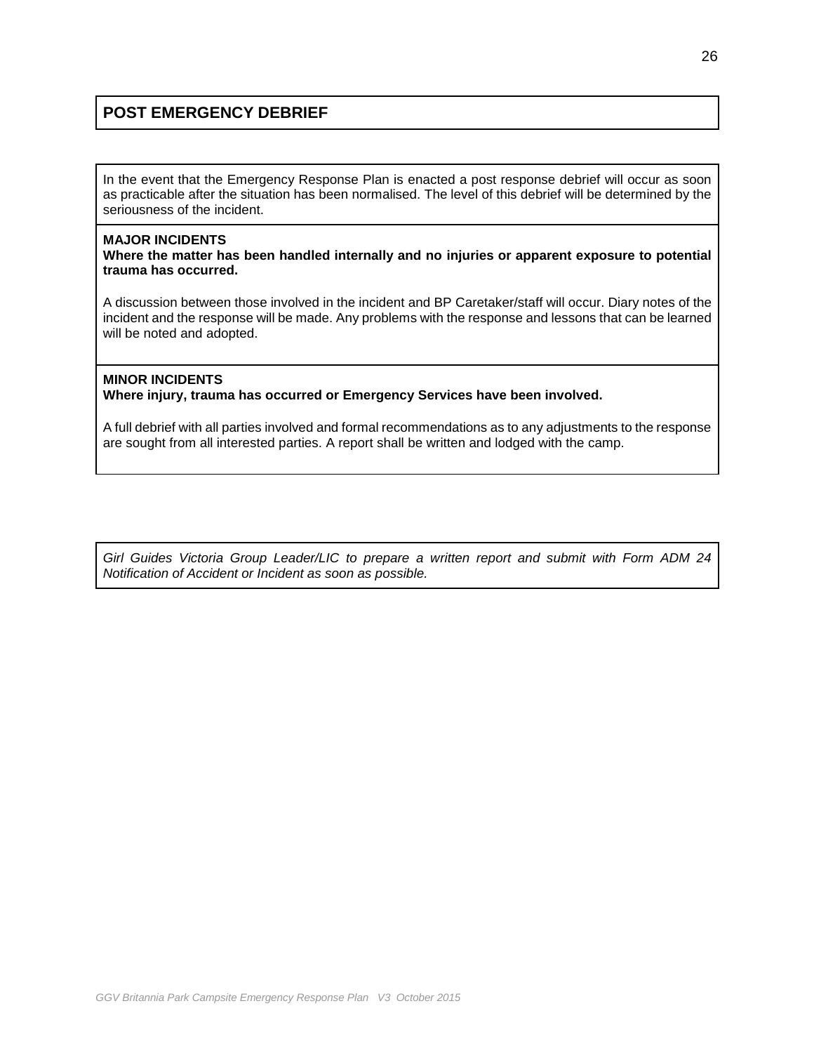## POST EMERGENCY DEBRIEF

In the event that the Emergency Response Plan is enacted a post response debrief will occur as soon as practicable after the situation has been normalised. The level of this debrief will be determined by the seriousness of the incident.

**MAJOR INCIDENTS**
**Where the matter has been handled internally and no injuries or apparent exposure to potential trauma has occurred.**

A discussion between those involved in the incident and BP Caretaker/staff will occur. Diary notes of the incident and the response will be made. Any problems with the response and lessons that can be learned will be noted and adopted.

**MINOR INCIDENTS**
**Where injury, trauma has occurred or Emergency Services have been involved.**

A full debrief with all parties involved and formal recommendations as to any adjustments to the response are sought from all interested parties. A report shall be written and lodged with the camp.

*Girl Guides Victoria Group Leader/LIC to prepare a written report and submit with Form ADM 24 Notification of Accident or Incident as soon as possible.*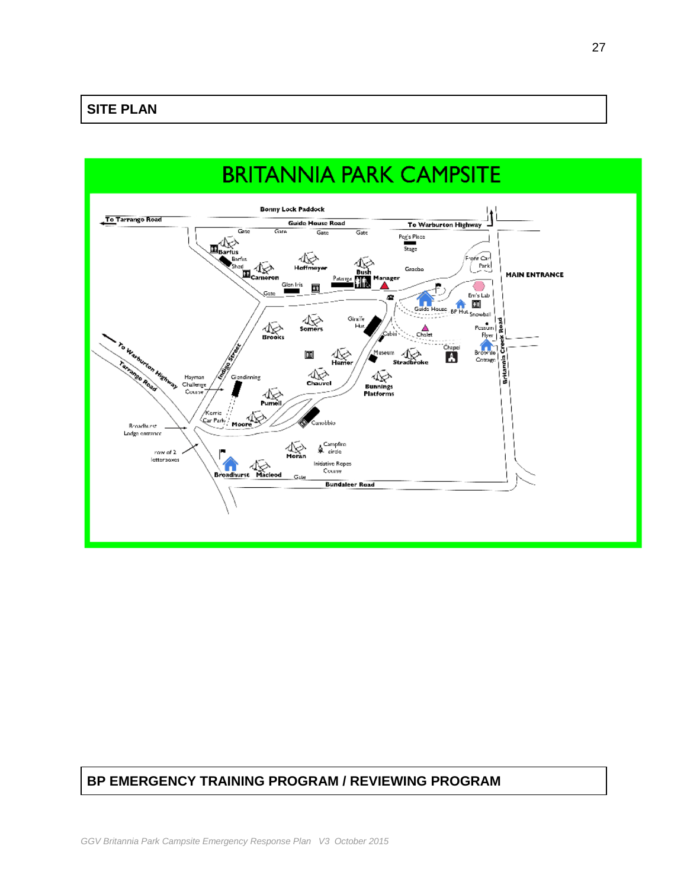## SITE PLAN

BRITANNIA PARK CAMPSITE

## BP EMERGENCY TRAINING PROGRAM / REVIEWING PROGRAM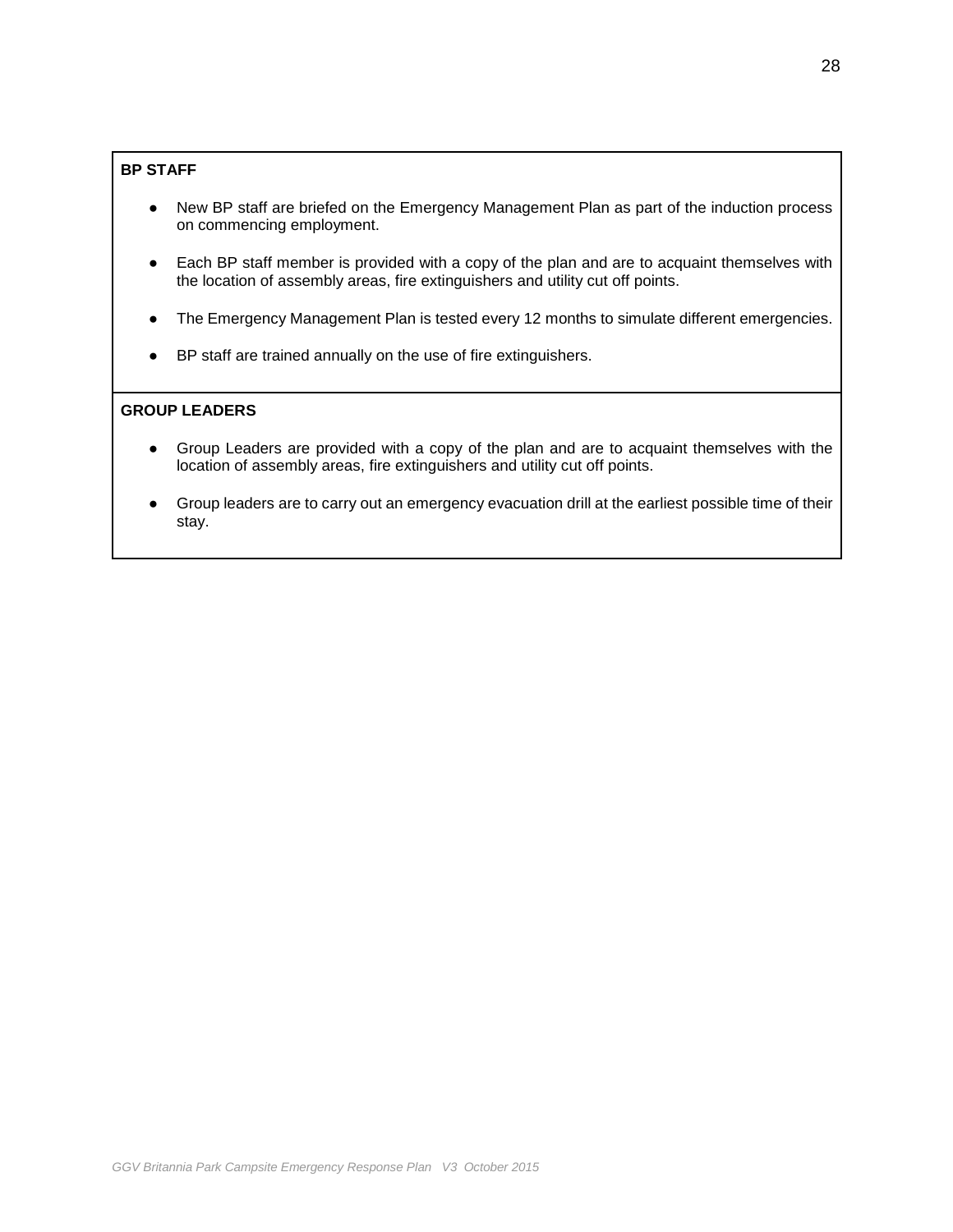**BP STAFF**

- New BP staff are briefed on the Emergency Management Plan as part of the induction process on commencing employment.
- Each BP staff member is provided with a copy of the plan and are to acquaint themselves with the location of assembly areas, fire extinguishers and utility cut off points.
- The Emergency Management Plan is tested every 12 months to simulate different emergencies.
- BP staff are trained annually on the use of fire extinguishers.

**GROUP LEADERS**

- Group Leaders are provided with a copy of the plan and are to acquaint themselves with the location of assembly areas, fire extinguishers and utility cut off points.
- Group leaders are to carry out an emergency evacuation drill at the earliest possible time of their stay.